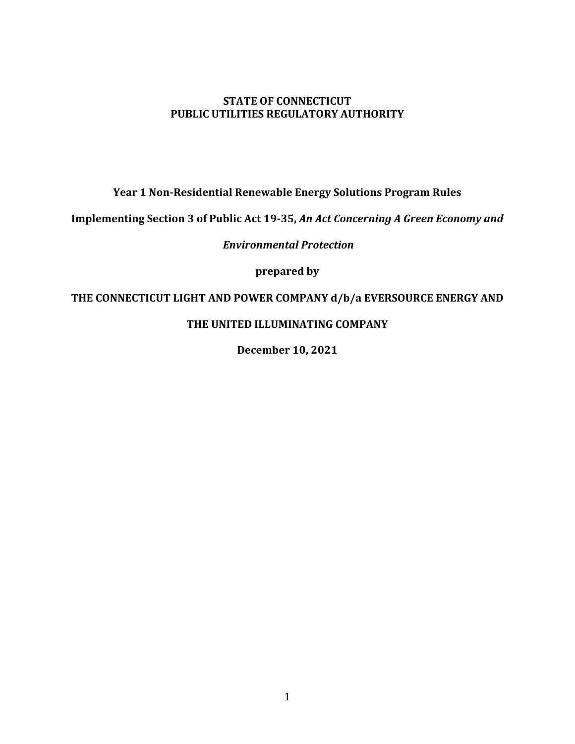**STATE OF CONNECTICUT**
**PUBLIC UTILITIES REGULATORY AUTHORITY**

# Year 1 Non-Residential Renewable Energy Solutions Program Rules

**Implementing Section 3 of Public Act 19-35, *An Act Concerning A Green Economy and Environmental Protection***

**prepared by**

**THE CONNECTICUT LIGHT AND POWER COMPANY d/b/a EVERSOURCE ENERGY AND**

**THE UNITED ILLUMINATING COMPANY**

**December 10, 2021**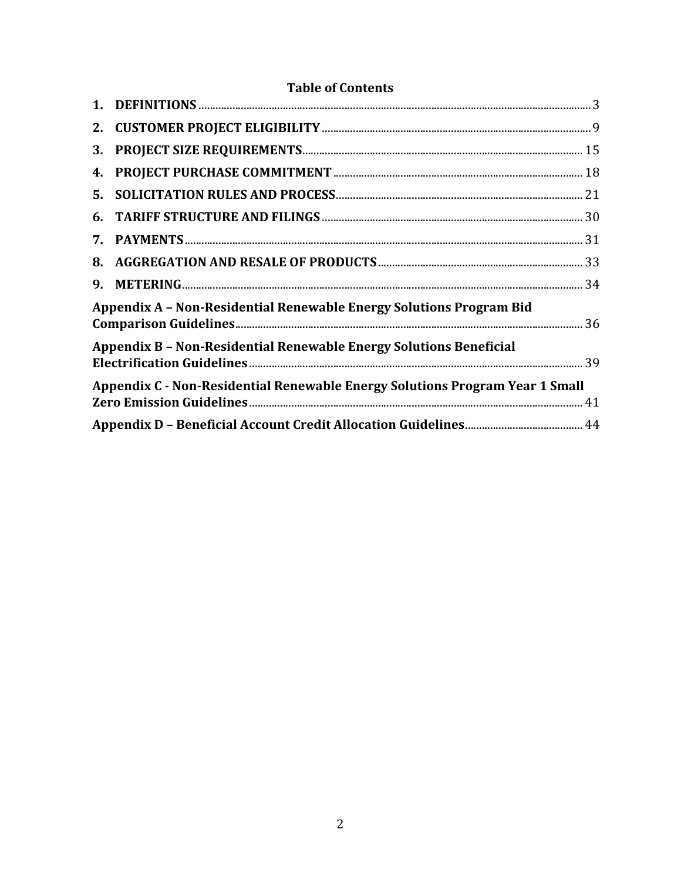**Table of Contents**

1. **DEFINITIONS** ........ 3
2. **CUSTOMER PROJECT ELIGIBILITY** ........ 9
3. **PROJECT SIZE REQUIREMENTS** ........ 15
4. **PROJECT PURCHASE COMMITMENT** ........ 18
5. **SOLICITATION RULES AND PROCESS** ........ 21
6. **TARIFF STRUCTURE AND FILINGS** ........ 30
7. **PAYMENTS** ........ 31
8. **AGGREGATION AND RESALE OF PRODUCTS** ........ 33
9. **METERING** ........ 34

**Appendix A – Non-Residential Renewable Energy Solutions Program Bid Comparison Guidelines** ........ 36

**Appendix B – Non-Residential Renewable Energy Solutions Beneficial Electrification Guidelines** ........ 39

**Appendix C - Non-Residential Renewable Energy Solutions Program Year 1 Small Zero Emission Guidelines** ........ 41

**Appendix D – Beneficial Account Credit Allocation Guidelines** ........ 44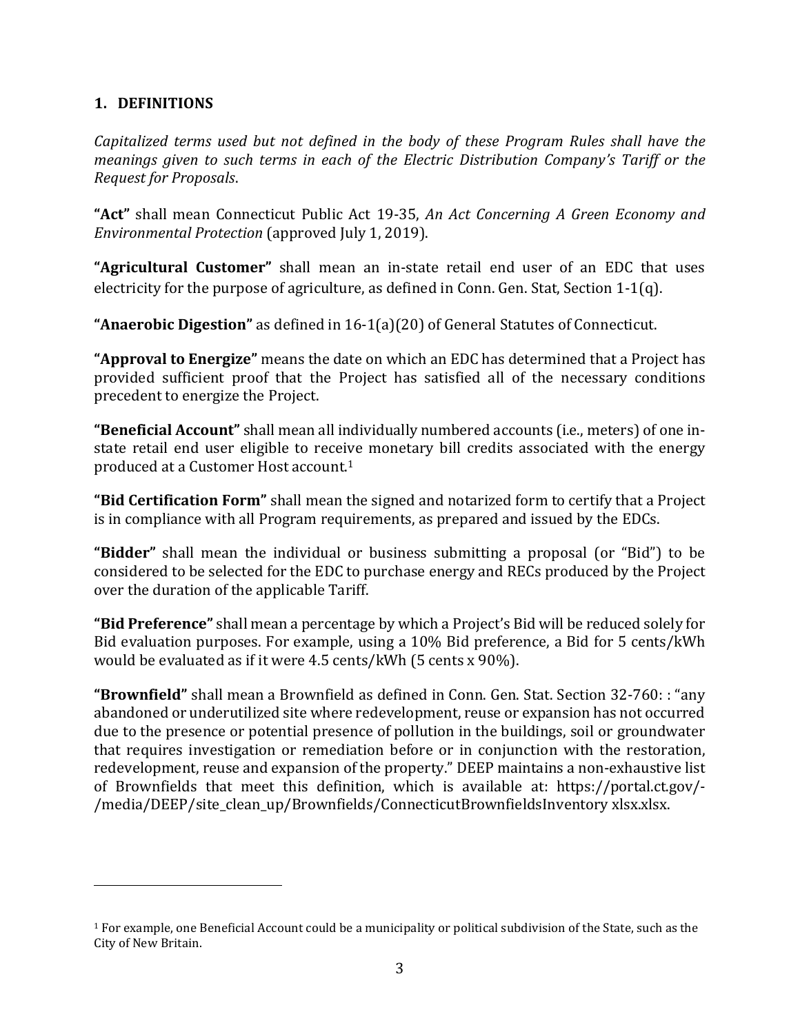## 1. DEFINITIONS

*Capitalized terms used but not defined in the body of these Program Rules shall have the meanings given to such terms in each of the Electric Distribution Company's Tariff or the Request for Proposals.*

**"Act"** shall mean Connecticut Public Act 19-35, *An Act Concerning A Green Economy and Environmental Protection* (approved July 1, 2019).

**"Agricultural Customer"** shall mean an in-state retail end user of an EDC that uses electricity for the purpose of agriculture, as defined in Conn. Gen. Stat, Section 1-1(q).

**"Anaerobic Digestion"** as defined in 16-1(a)(20) of General Statutes of Connecticut.

**"Approval to Energize"** means the date on which an EDC has determined that a Project has provided sufficient proof that the Project has satisfied all of the necessary conditions precedent to energize the Project.

**"Beneficial Account"** shall mean all individually numbered accounts (i.e., meters) of one in-state retail end user eligible to receive monetary bill credits associated with the energy produced at a Customer Host account.[1]

**"Bid Certification Form"** shall mean the signed and notarized form to certify that a Project is in compliance with all Program requirements, as prepared and issued by the EDCs.

**"Bidder"** shall mean the individual or business submitting a proposal (or "Bid") to be considered to be selected for the EDC to purchase energy and RECs produced by the Project over the duration of the applicable Tariff.

**"Bid Preference"** shall mean a percentage by which a Project's Bid will be reduced solely for Bid evaluation purposes. For example, using a 10% Bid preference, a Bid for 5 cents/kWh would be evaluated as if it were 4.5 cents/kWh (5 cents x 90%).

**"Brownfield"** shall mean a Brownfield as defined in Conn. Gen. Stat. Section 32-760: : "any abandoned or underutilized site where redevelopment, reuse or expansion has not occurred due to the presence or potential presence of pollution in the buildings, soil or groundwater that requires investigation or remediation before or in conjunction with the restoration, redevelopment, reuse and expansion of the property." DEEP maintains a non-exhaustive list of Brownfields that meet this definition, which is available at: https://portal.ct.gov/-/media/DEEP/site_clean_up/Brownfields/ConnecticutBrownfieldsInventory xlsx.xlsx.

[1] For example, one Beneficial Account could be a municipality or political subdivision of the State, such as the City of New Britain.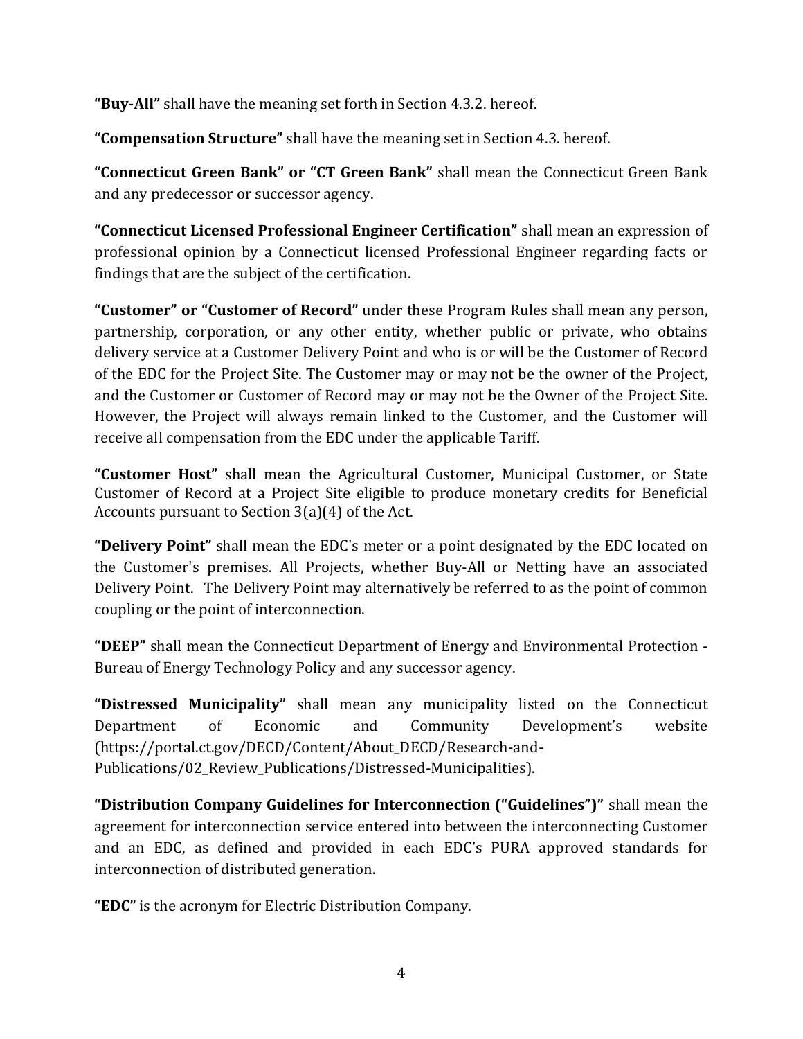**"Buy-All"** shall have the meaning set forth in Section 4.3.2. hereof.

**"Compensation Structure"** shall have the meaning set in Section 4.3. hereof.

**"Connecticut Green Bank" or "CT Green Bank"** shall mean the Connecticut Green Bank and any predecessor or successor agency.

**"Connecticut Licensed Professional Engineer Certification"** shall mean an expression of professional opinion by a Connecticut licensed Professional Engineer regarding facts or findings that are the subject of the certification.

**"Customer" or "Customer of Record"** under these Program Rules shall mean any person, partnership, corporation, or any other entity, whether public or private, who obtains delivery service at a Customer Delivery Point and who is or will be the Customer of Record of the EDC for the Project Site. The Customer may or may not be the owner of the Project, and the Customer or Customer of Record may or may not be the Owner of the Project Site. However, the Project will always remain linked to the Customer, and the Customer will receive all compensation from the EDC under the applicable Tariff.

**"Customer Host"** shall mean the Agricultural Customer, Municipal Customer, or State Customer of Record at a Project Site eligible to produce monetary credits for Beneficial Accounts pursuant to Section 3(a)(4) of the Act.

**"Delivery Point"** shall mean the EDC's meter or a point designated by the EDC located on the Customer's premises. All Projects, whether Buy-All or Netting have an associated Delivery Point. The Delivery Point may alternatively be referred to as the point of common coupling or the point of interconnection.

**"DEEP"** shall mean the Connecticut Department of Energy and Environmental Protection - Bureau of Energy Technology Policy and any successor agency.

**"Distressed Municipality"** shall mean any municipality listed on the Connecticut Department of Economic and Community Development's website (https://portal.ct.gov/DECD/Content/About_DECD/Research-and-Publications/02_Review_Publications/Distressed-Municipalities).

**"Distribution Company Guidelines for Interconnection ("Guidelines")"** shall mean the agreement for interconnection service entered into between the interconnecting Customer and an EDC, as defined and provided in each EDC's PURA approved standards for interconnection of distributed generation.

**"EDC"** is the acronym for Electric Distribution Company.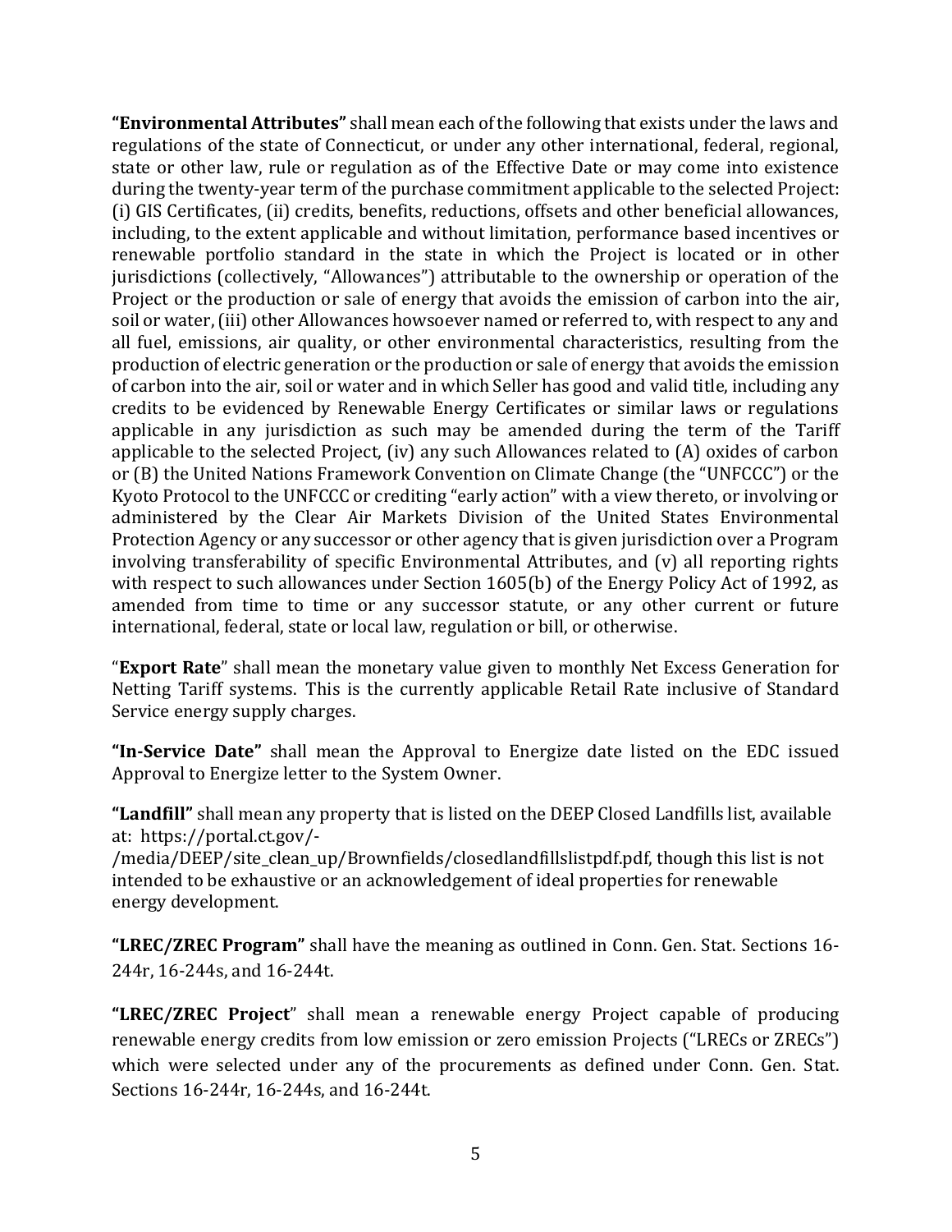**"Environmental Attributes"** shall mean each of the following that exists under the laws and regulations of the state of Connecticut, or under any other international, federal, regional, state or other law, rule or regulation as of the Effective Date or may come into existence during the twenty-year term of the purchase commitment applicable to the selected Project: (i) GIS Certificates, (ii) credits, benefits, reductions, offsets and other beneficial allowances, including, to the extent applicable and without limitation, performance based incentives or renewable portfolio standard in the state in which the Project is located or in other jurisdictions (collectively, "Allowances") attributable to the ownership or operation of the Project or the production or sale of energy that avoids the emission of carbon into the air, soil or water, (iii) other Allowances howsoever named or referred to, with respect to any and all fuel, emissions, air quality, or other environmental characteristics, resulting from the production of electric generation or the production or sale of energy that avoids the emission of carbon into the air, soil or water and in which Seller has good and valid title, including any credits to be evidenced by Renewable Energy Certificates or similar laws or regulations applicable in any jurisdiction as such may be amended during the term of the Tariff applicable to the selected Project, (iv) any such Allowances related to (A) oxides of carbon or (B) the United Nations Framework Convention on Climate Change (the "UNFCCC") or the Kyoto Protocol to the UNFCCC or crediting "early action" with a view thereto, or involving or administered by the Clear Air Markets Division of the United States Environmental Protection Agency or any successor or other agency that is given jurisdiction over a Program involving transferability of specific Environmental Attributes, and (v) all reporting rights with respect to such allowances under Section 1605(b) of the Energy Policy Act of 1992, as amended from time to time or any successor statute, or any other current or future international, federal, state or local law, regulation or bill, or otherwise.

"**Export Rate**" shall mean the monetary value given to monthly Net Excess Generation for Netting Tariff systems. This is the currently applicable Retail Rate inclusive of Standard Service energy supply charges.

**"In-Service Date"** shall mean the Approval to Energize date listed on the EDC issued Approval to Energize letter to the System Owner.

**"Landfill"** shall mean any property that is listed on the DEEP Closed Landfills list, available at: https://portal.ct.gov/-/media/DEEP/site_clean_up/Brownfields/closedlandfillslistpdf.pdf, though this list is not intended to be exhaustive or an acknowledgement of ideal properties for renewable energy development.

**"LREC/ZREC Program"** shall have the meaning as outlined in Conn. Gen. Stat. Sections 16-244r, 16-244s, and 16-244t.

**"LREC/ZREC Project**" shall mean a renewable energy Project capable of producing renewable energy credits from low emission or zero emission Projects ("LRECs or ZRECs") which were selected under any of the procurements as defined under Conn. Gen. Stat. Sections 16-244r, 16-244s, and 16-244t.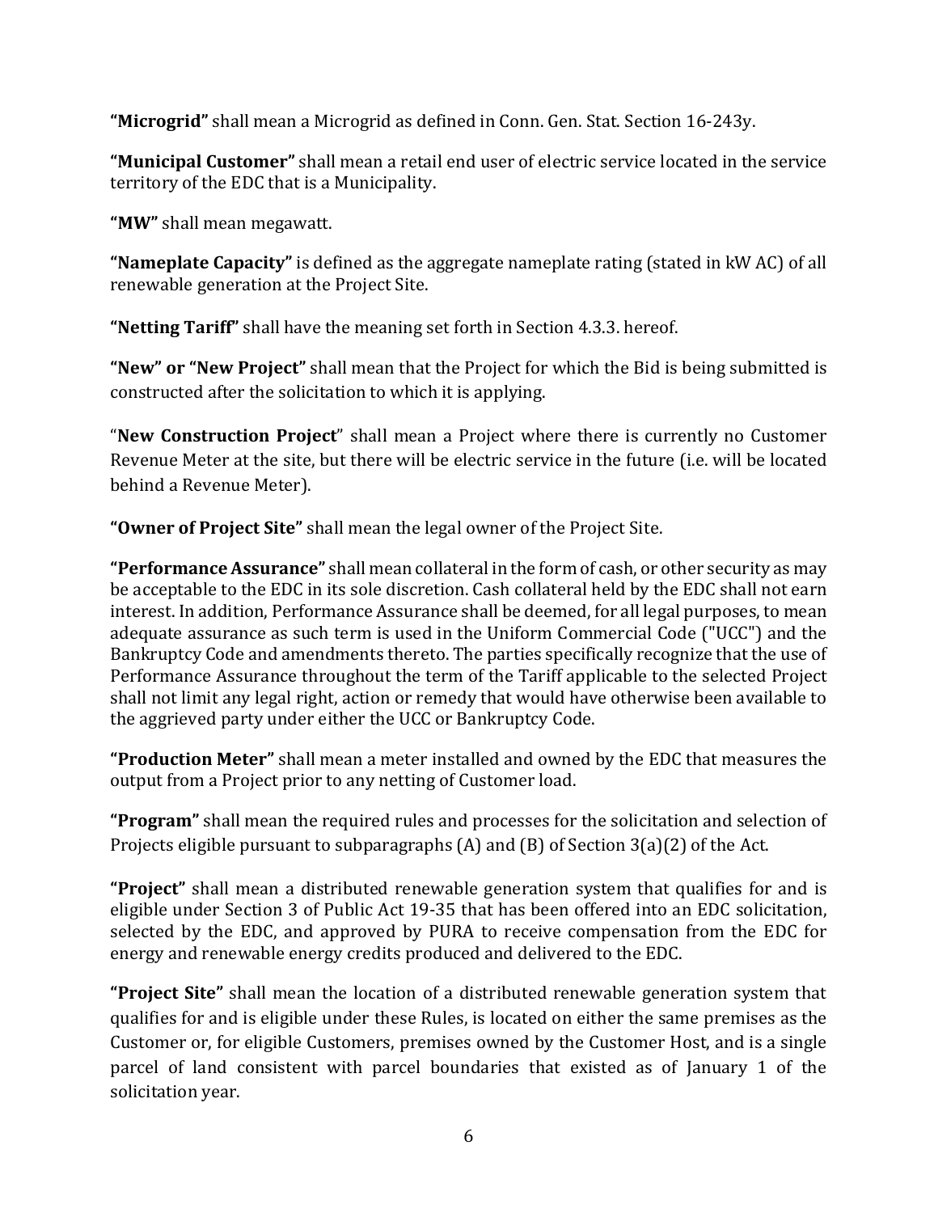**"Microgrid"** shall mean a Microgrid as defined in Conn. Gen. Stat. Section 16-243y.

**"Municipal Customer"** shall mean a retail end user of electric service located in the service territory of the EDC that is a Municipality.

**"MW"** shall mean megawatt.

**"Nameplate Capacity"** is defined as the aggregate nameplate rating (stated in kW AC) of all renewable generation at the Project Site.

**"Netting Tariff"** shall have the meaning set forth in Section 4.3.3. hereof.

**"New" or "New Project"** shall mean that the Project for which the Bid is being submitted is constructed after the solicitation to which it is applying.

"**New Construction Project**" shall mean a Project where there is currently no Customer Revenue Meter at the site, but there will be electric service in the future (i.e. will be located behind a Revenue Meter).

**"Owner of Project Site"** shall mean the legal owner of the Project Site.

**"Performance Assurance"** shall mean collateral in the form of cash, or other security as may be acceptable to the EDC in its sole discretion. Cash collateral held by the EDC shall not earn interest. In addition, Performance Assurance shall be deemed, for all legal purposes, to mean adequate assurance as such term is used in the Uniform Commercial Code ("UCC") and the Bankruptcy Code and amendments thereto. The parties specifically recognize that the use of Performance Assurance throughout the term of the Tariff applicable to the selected Project shall not limit any legal right, action or remedy that would have otherwise been available to the aggrieved party under either the UCC or Bankruptcy Code.

**"Production Meter"** shall mean a meter installed and owned by the EDC that measures the output from a Project prior to any netting of Customer load.

**"Program"** shall mean the required rules and processes for the solicitation and selection of Projects eligible pursuant to subparagraphs (A) and (B) of Section 3(a)(2) of the Act.

**"Project"** shall mean a distributed renewable generation system that qualifies for and is eligible under Section 3 of Public Act 19-35 that has been offered into an EDC solicitation, selected by the EDC, and approved by PURA to receive compensation from the EDC for energy and renewable energy credits produced and delivered to the EDC.

**"Project Site"** shall mean the location of a distributed renewable generation system that qualifies for and is eligible under these Rules, is located on either the same premises as the Customer or, for eligible Customers, premises owned by the Customer Host, and is a single parcel of land consistent with parcel boundaries that existed as of January 1 of the solicitation year.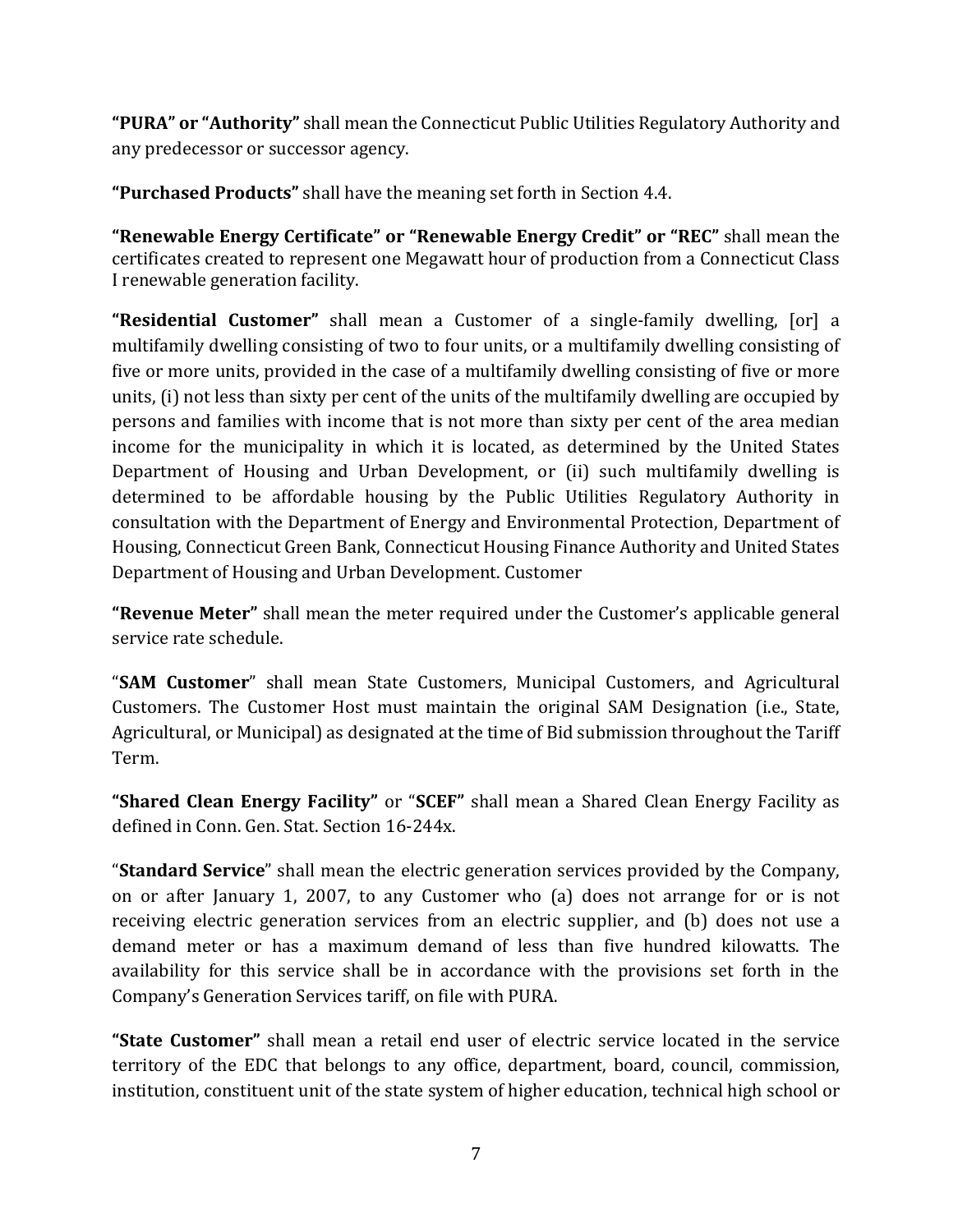**"PURA" or "Authority"** shall mean the Connecticut Public Utilities Regulatory Authority and any predecessor or successor agency.

**"Purchased Products"** shall have the meaning set forth in Section 4.4.

**"Renewable Energy Certificate" or "Renewable Energy Credit" or "REC"** shall mean the certificates created to represent one Megawatt hour of production from a Connecticut Class I renewable generation facility.

**"Residential Customer"** shall mean a Customer of a single-family dwelling, [or] a multifamily dwelling consisting of two to four units, or a multifamily dwelling consisting of five or more units, provided in the case of a multifamily dwelling consisting of five or more units, (i) not less than sixty per cent of the units of the multifamily dwelling are occupied by persons and families with income that is not more than sixty per cent of the area median income for the municipality in which it is located, as determined by the United States Department of Housing and Urban Development, or (ii) such multifamily dwelling is determined to be affordable housing by the Public Utilities Regulatory Authority in consultation with the Department of Energy and Environmental Protection, Department of Housing, Connecticut Green Bank, Connecticut Housing Finance Authority and United States Department of Housing and Urban Development. Customer

**"Revenue Meter"** shall mean the meter required under the Customer's applicable general service rate schedule.

"**SAM Customer**" shall mean State Customers, Municipal Customers, and Agricultural Customers. The Customer Host must maintain the original SAM Designation (i.e., State, Agricultural, or Municipal) as designated at the time of Bid submission throughout the Tariff Term.

**"Shared Clean Energy Facility"** or "**SCEF**" shall mean a Shared Clean Energy Facility as defined in Conn. Gen. Stat. Section 16-244x.

"**Standard Service**" shall mean the electric generation services provided by the Company, on or after January 1, 2007, to any Customer who (a) does not arrange for or is not receiving electric generation services from an electric supplier, and (b) does not use a demand meter or has a maximum demand of less than five hundred kilowatts. The availability for this service shall be in accordance with the provisions set forth in the Company's Generation Services tariff, on file with PURA.

**"State Customer"** shall mean a retail end user of electric service located in the service territory of the EDC that belongs to any office, department, board, council, commission, institution, constituent unit of the state system of higher education, technical high school or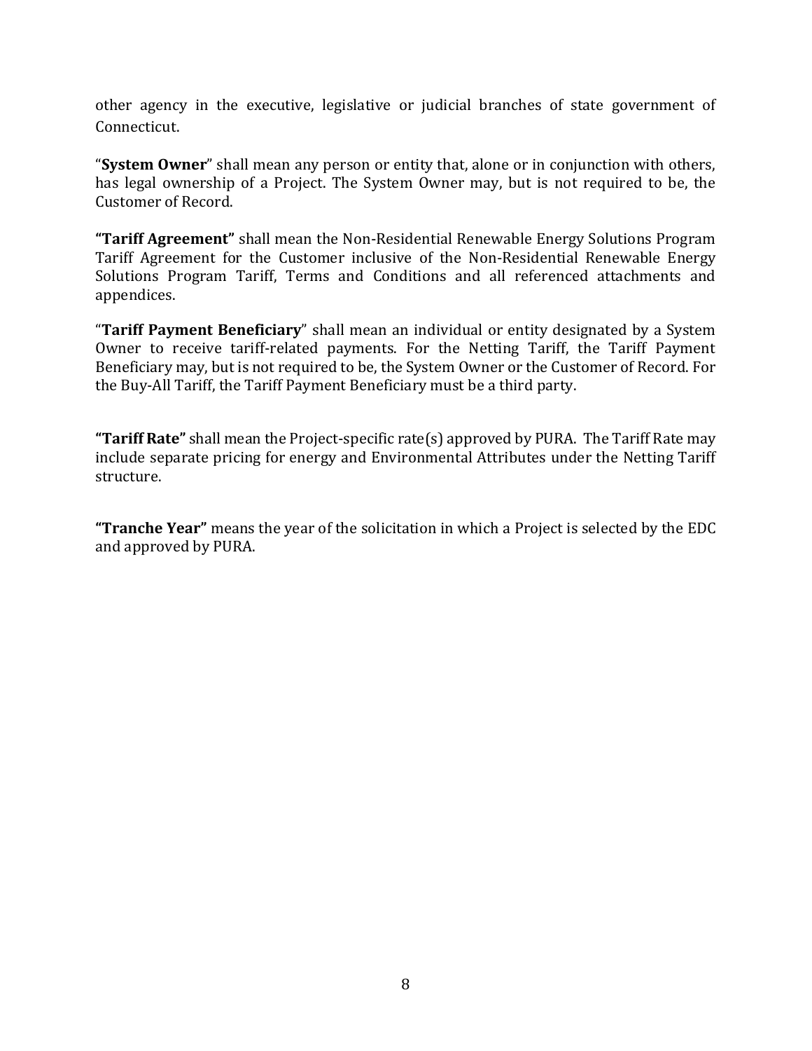other agency in the executive, legislative or judicial branches of state government of Connecticut.

"**System Owner**" shall mean any person or entity that, alone or in conjunction with others, has legal ownership of a Project. The System Owner may, but is not required to be, the Customer of Record.

**"Tariff Agreement"** shall mean the Non-Residential Renewable Energy Solutions Program Tariff Agreement for the Customer inclusive of the Non-Residential Renewable Energy Solutions Program Tariff, Terms and Conditions and all referenced attachments and appendices.

"**Tariff Payment Beneficiary**" shall mean an individual or entity designated by a System Owner to receive tariff-related payments. For the Netting Tariff, the Tariff Payment Beneficiary may, but is not required to be, the System Owner or the Customer of Record. For the Buy-All Tariff, the Tariff Payment Beneficiary must be a third party.

**"Tariff Rate"** shall mean the Project-specific rate(s) approved by PURA. The Tariff Rate may include separate pricing for energy and Environmental Attributes under the Netting Tariff structure.

**"Tranche Year"** means the year of the solicitation in which a Project is selected by the EDC and approved by PURA.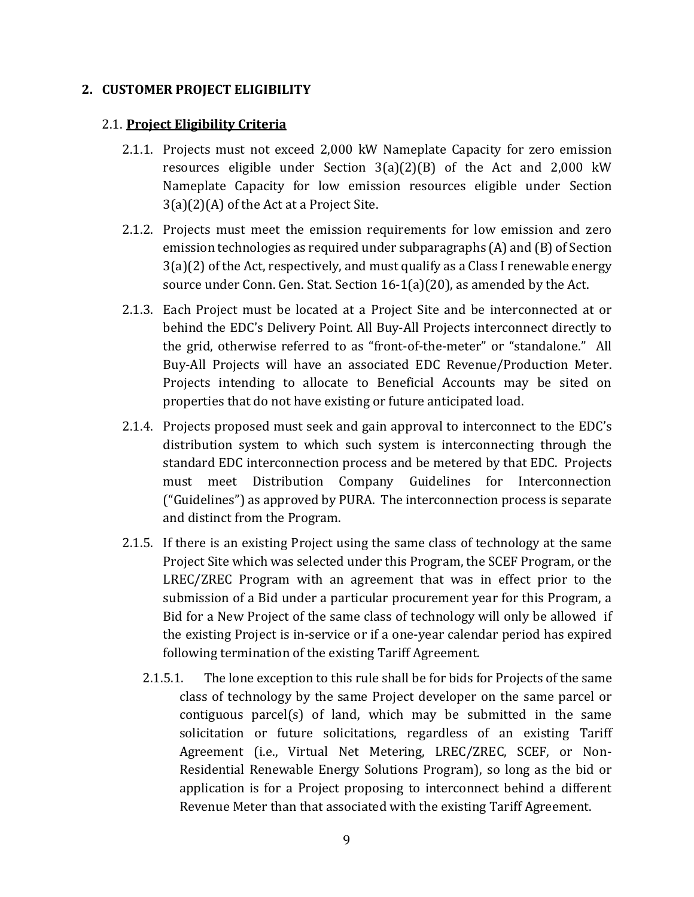## 2. CUSTOMER PROJECT ELIGIBILITY

### 2.1. Project Eligibility Criteria

2.1.1. Projects must not exceed 2,000 kW Nameplate Capacity for zero emission resources eligible under Section 3(a)(2)(B) of the Act and 2,000 kW Nameplate Capacity for low emission resources eligible under Section 3(a)(2)(A) of the Act at a Project Site.

2.1.2. Projects must meet the emission requirements for low emission and zero emission technologies as required under subparagraphs (A) and (B) of Section 3(a)(2) of the Act, respectively, and must qualify as a Class I renewable energy source under Conn. Gen. Stat. Section 16-1(a)(20), as amended by the Act.

2.1.3. Each Project must be located at a Project Site and be interconnected at or behind the EDC's Delivery Point. All Buy-All Projects interconnect directly to the grid, otherwise referred to as "front-of-the-meter" or "standalone." All Buy-All Projects will have an associated EDC Revenue/Production Meter. Projects intending to allocate to Beneficial Accounts may be sited on properties that do not have existing or future anticipated load.

2.1.4. Projects proposed must seek and gain approval to interconnect to the EDC's distribution system to which such system is interconnecting through the standard EDC interconnection process and be metered by that EDC. Projects must meet Distribution Company Guidelines for Interconnection ("Guidelines") as approved by PURA. The interconnection process is separate and distinct from the Program.

2.1.5. If there is an existing Project using the same class of technology at the same Project Site which was selected under this Program, the SCEF Program, or the LREC/ZREC Program with an agreement that was in effect prior to the submission of a Bid under a particular procurement year for this Program, a Bid for a New Project of the same class of technology will only be allowed if the existing Project is in-service or if a one-year calendar period has expired following termination of the existing Tariff Agreement.

2.1.5.1. The lone exception to this rule shall be for bids for Projects of the same class of technology by the same Project developer on the same parcel or contiguous parcel(s) of land, which may be submitted in the same solicitation or future solicitations, regardless of an existing Tariff Agreement (i.e., Virtual Net Metering, LREC/ZREC, SCEF, or Non-Residential Renewable Energy Solutions Program), so long as the bid or application is for a Project proposing to interconnect behind a different Revenue Meter than that associated with the existing Tariff Agreement.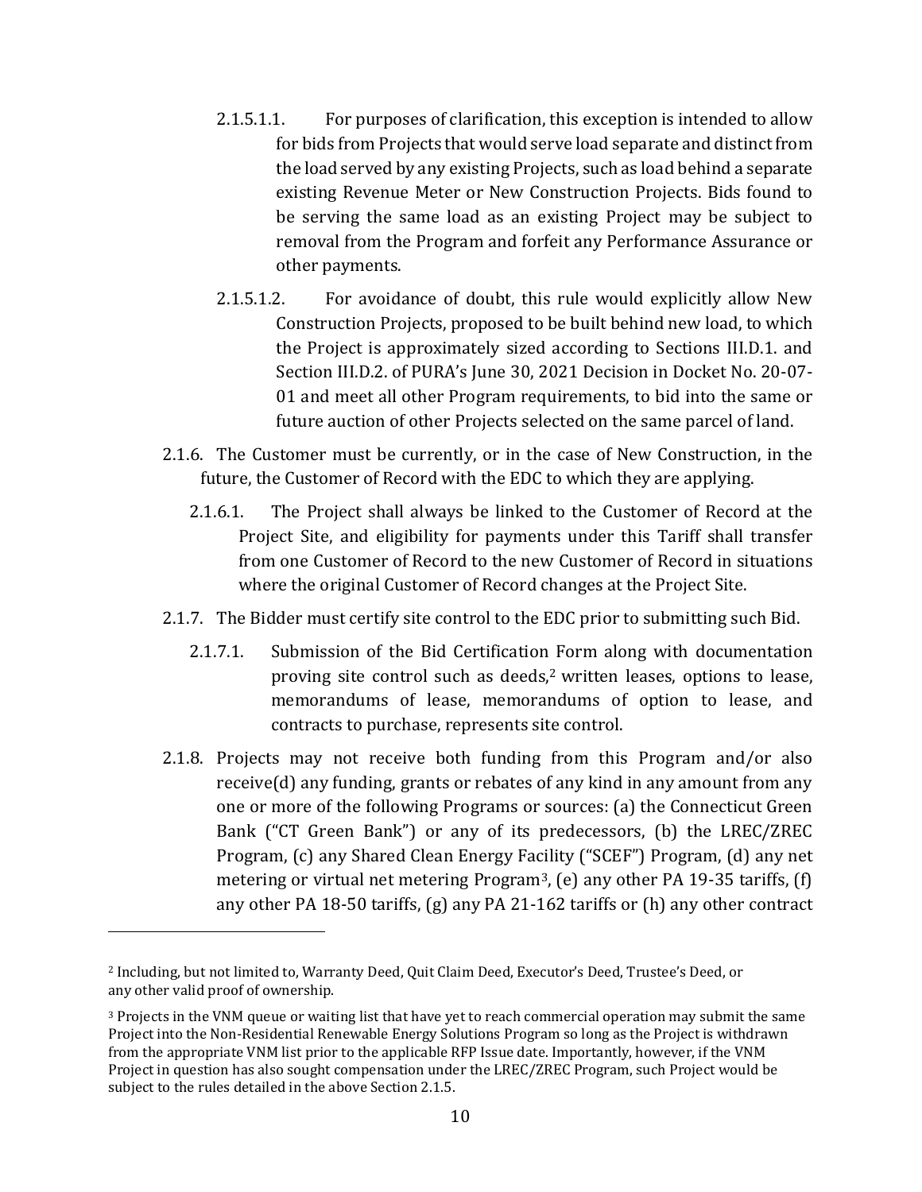2.1.5.1.1. For purposes of clarification, this exception is intended to allow for bids from Projects that would serve load separate and distinct from the load served by any existing Projects, such as load behind a separate existing Revenue Meter or New Construction Projects. Bids found to be serving the same load as an existing Project may be subject to removal from the Program and forfeit any Performance Assurance or other payments.

2.1.5.1.2. For avoidance of doubt, this rule would explicitly allow New Construction Projects, proposed to be built behind new load, to which the Project is approximately sized according to Sections III.D.1. and Section III.D.2. of PURA's June 30, 2021 Decision in Docket No. 20-07-01 and meet all other Program requirements, to bid into the same or future auction of other Projects selected on the same parcel of land.

2.1.6. The Customer must be currently, or in the case of New Construction, in the future, the Customer of Record with the EDC to which they are applying.

2.1.6.1. The Project shall always be linked to the Customer of Record at the Project Site, and eligibility for payments under this Tariff shall transfer from one Customer of Record to the new Customer of Record in situations where the original Customer of Record changes at the Project Site.

2.1.7. The Bidder must certify site control to the EDC prior to submitting such Bid.

2.1.7.1. Submission of the Bid Certification Form along with documentation proving site control such as deeds,[2] written leases, options to lease, memorandums of lease, memorandums of option to lease, and contracts to purchase, represents site control.

2.1.8. Projects may not receive both funding from this Program and/or also receive(d) any funding, grants or rebates of any kind in any amount from any one or more of the following Programs or sources: (a) the Connecticut Green Bank ("CT Green Bank") or any of its predecessors, (b) the LREC/ZREC Program, (c) any Shared Clean Energy Facility ("SCEF") Program, (d) any net metering or virtual net metering Program[3], (e) any other PA 19-35 tariffs, (f) any other PA 18-50 tariffs, (g) any PA 21-162 tariffs or (h) any other contract

---

[2] Including, but not limited to, Warranty Deed, Quit Claim Deed, Executor's Deed, Trustee's Deed, or any other valid proof of ownership.

[3] Projects in the VNM queue or waiting list that have yet to reach commercial operation may submit the same Project into the Non-Residential Renewable Energy Solutions Program so long as the Project is withdrawn from the appropriate VNM list prior to the applicable RFP Issue date. Importantly, however, if the VNM Project in question has also sought compensation under the LREC/ZREC Program, such Project would be subject to the rules detailed in the above Section 2.1.5.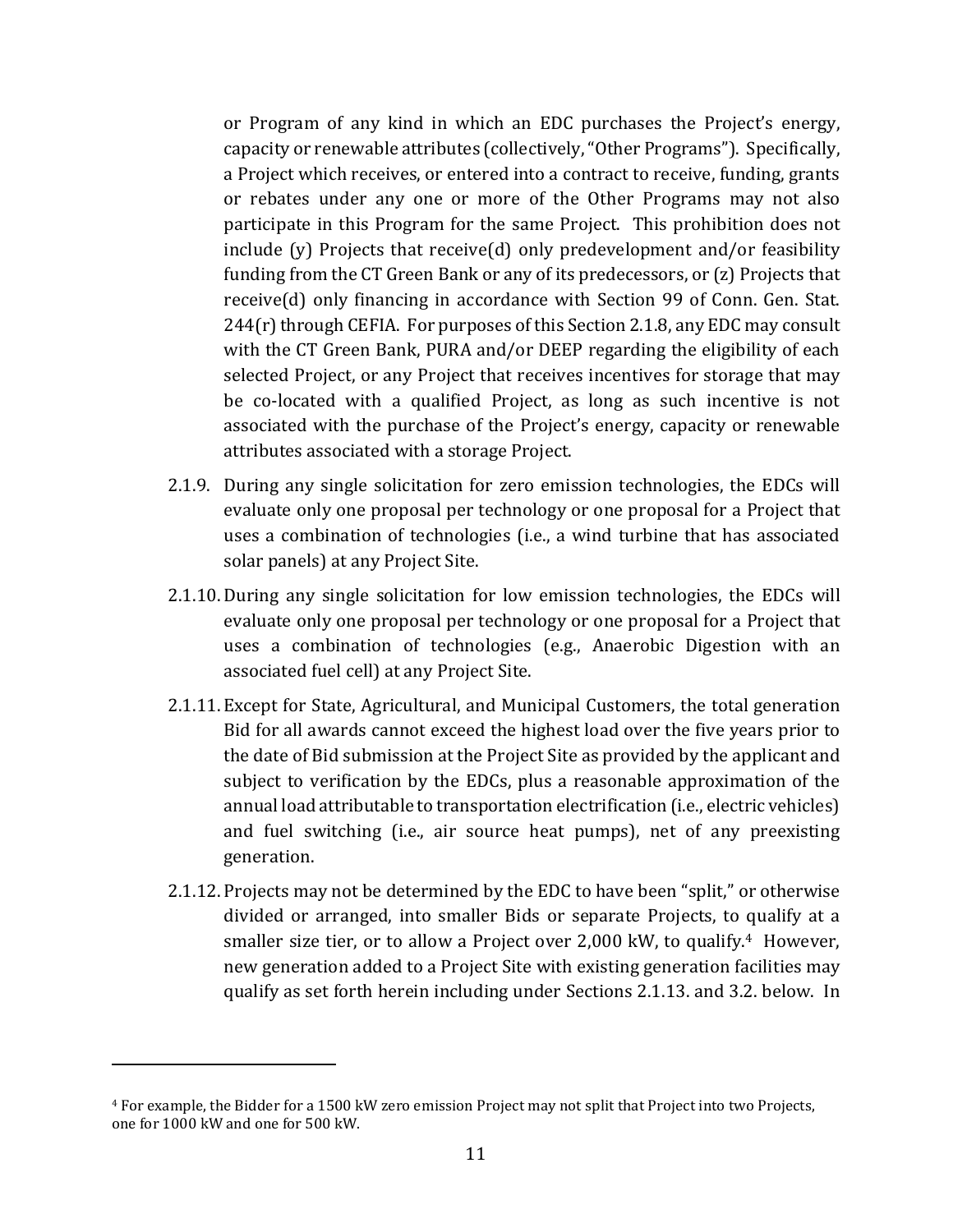or Program of any kind in which an EDC purchases the Project's energy, capacity or renewable attributes (collectively, "Other Programs"). Specifically, a Project which receives, or entered into a contract to receive, funding, grants or rebates under any one or more of the Other Programs may not also participate in this Program for the same Project. This prohibition does not include (y) Projects that receive(d) only predevelopment and/or feasibility funding from the CT Green Bank or any of its predecessors, or (z) Projects that receive(d) only financing in accordance with Section 99 of Conn. Gen. Stat. 244(r) through CEFIA. For purposes of this Section 2.1.8, any EDC may consult with the CT Green Bank, PURA and/or DEEP regarding the eligibility of each selected Project, or any Project that receives incentives for storage that may be co-located with a qualified Project, as long as such incentive is not associated with the purchase of the Project's energy, capacity or renewable attributes associated with a storage Project.

2.1.9. During any single solicitation for zero emission technologies, the EDCs will evaluate only one proposal per technology or one proposal for a Project that uses a combination of technologies (i.e., a wind turbine that has associated solar panels) at any Project Site.

2.1.10. During any single solicitation for low emission technologies, the EDCs will evaluate only one proposal per technology or one proposal for a Project that uses a combination of technologies (e.g., Anaerobic Digestion with an associated fuel cell) at any Project Site.

2.1.11. Except for State, Agricultural, and Municipal Customers, the total generation Bid for all awards cannot exceed the highest load over the five years prior to the date of Bid submission at the Project Site as provided by the applicant and subject to verification by the EDCs, plus a reasonable approximation of the annual load attributable to transportation electrification (i.e., electric vehicles) and fuel switching (i.e., air source heat pumps), net of any preexisting generation.

2.1.12. Projects may not be determined by the EDC to have been "split," or otherwise divided or arranged, into smaller Bids or separate Projects, to qualify at a smaller size tier, or to allow a Project over 2,000 kW, to qualify.[4] However, new generation added to a Project Site with existing generation facilities may qualify as set forth herein including under Sections 2.1.13. and 3.2. below. In

[4] For example, the Bidder for a 1500 kW zero emission Project may not split that Project into two Projects, one for 1000 kW and one for 500 kW.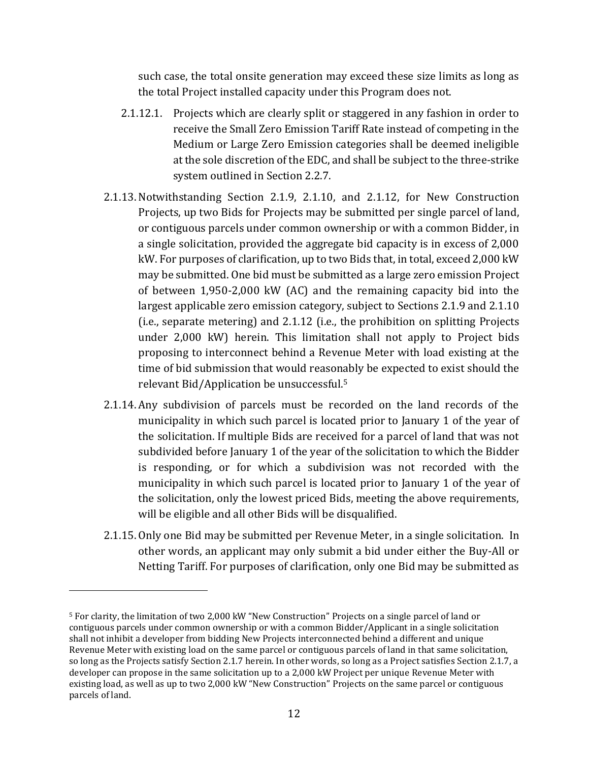such case, the total onsite generation may exceed these size limits as long as the total Project installed capacity under this Program does not.

2.1.12.1. Projects which are clearly split or staggered in any fashion in order to receive the Small Zero Emission Tariff Rate instead of competing in the Medium or Large Zero Emission categories shall be deemed ineligible at the sole discretion of the EDC, and shall be subject to the three-strike system outlined in Section 2.2.7.

2.1.13. Notwithstanding Section 2.1.9, 2.1.10, and 2.1.12, for New Construction Projects, up two Bids for Projects may be submitted per single parcel of land, or contiguous parcels under common ownership or with a common Bidder, in a single solicitation, provided the aggregate bid capacity is in excess of 2,000 kW. For purposes of clarification, up to two Bids that, in total, exceed 2,000 kW may be submitted. One bid must be submitted as a large zero emission Project of between 1,950-2,000 kW (AC) and the remaining capacity bid into the largest applicable zero emission category, subject to Sections 2.1.9 and 2.1.10 (i.e., separate metering) and 2.1.12 (i.e., the prohibition on splitting Projects under 2,000 kW) herein. This limitation shall not apply to Project bids proposing to interconnect behind a Revenue Meter with load existing at the time of bid submission that would reasonably be expected to exist should the relevant Bid/Application be unsuccessful.[5]

2.1.14. Any subdivision of parcels must be recorded on the land records of the municipality in which such parcel is located prior to January 1 of the year of the solicitation. If multiple Bids are received for a parcel of land that was not subdivided before January 1 of the year of the solicitation to which the Bidder is responding, or for which a subdivision was not recorded with the municipality in which such parcel is located prior to January 1 of the year of the solicitation, only the lowest priced Bids, meeting the above requirements, will be eligible and all other Bids will be disqualified.

2.1.15. Only one Bid may be submitted per Revenue Meter, in a single solicitation. In other words, an applicant may only submit a bid under either the Buy-All or Netting Tariff. For purposes of clarification, only one Bid may be submitted as

---

[5] For clarity, the limitation of two 2,000 kW "New Construction" Projects on a single parcel of land or contiguous parcels under common ownership or with a common Bidder/Applicant in a single solicitation shall not inhibit a developer from bidding New Projects interconnected behind a different and unique Revenue Meter with existing load on the same parcel or contiguous parcels of land in that same solicitation, so long as the Projects satisfy Section 2.1.7 herein. In other words, so long as a Project satisfies Section 2.1.7, a developer can propose in the same solicitation up to a 2,000 kW Project per unique Revenue Meter with existing load, as well as up to two 2,000 kW "New Construction" Projects on the same parcel or contiguous parcels of land.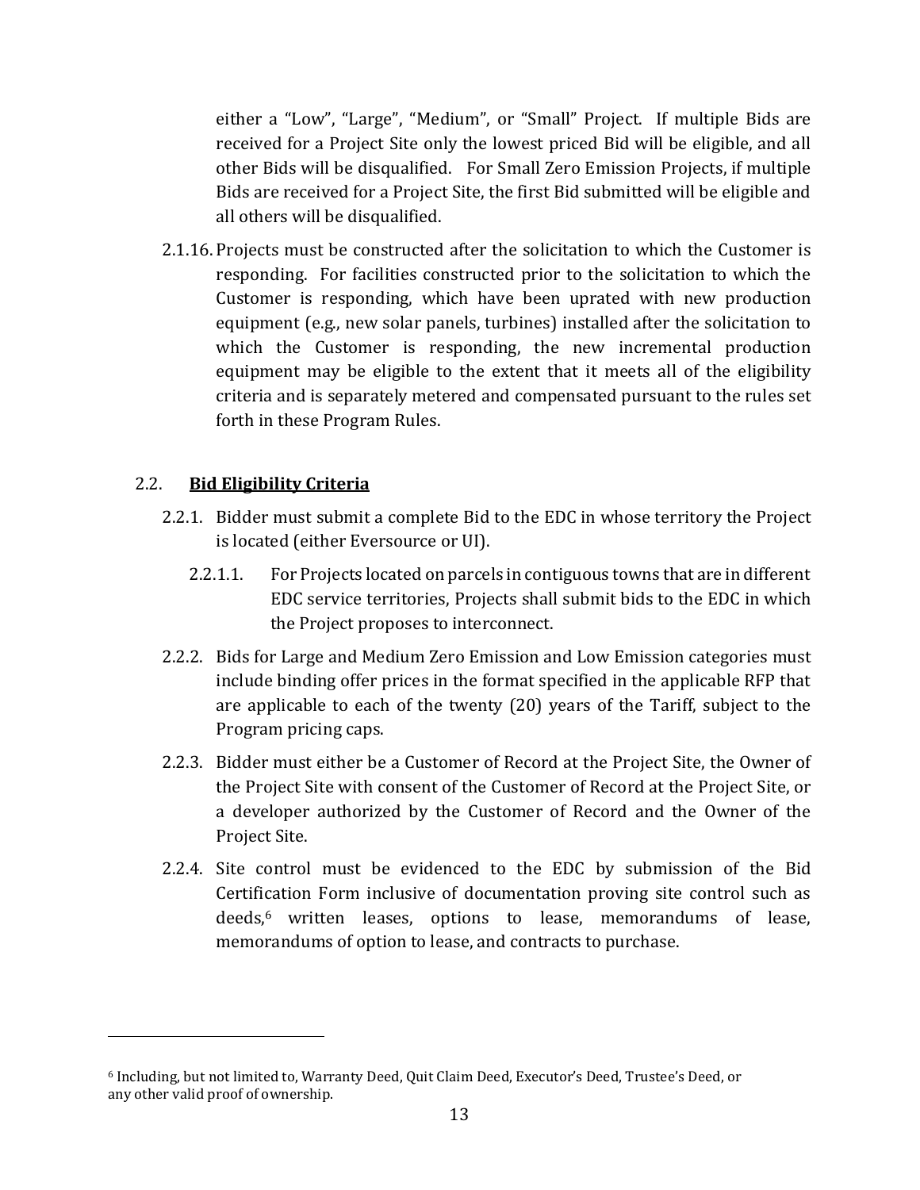either a "Low", "Large", "Medium", or "Small" Project. If multiple Bids are received for a Project Site only the lowest priced Bid will be eligible, and all other Bids will be disqualified. For Small Zero Emission Projects, if multiple Bids are received for a Project Site, the first Bid submitted will be eligible and all others will be disqualified.

2.1.16. Projects must be constructed after the solicitation to which the Customer is responding. For facilities constructed prior to the solicitation to which the Customer is responding, which have been uprated with new production equipment (e.g., new solar panels, turbines) installed after the solicitation to which the Customer is responding, the new incremental production equipment may be eligible to the extent that it meets all of the eligibility criteria and is separately metered and compensated pursuant to the rules set forth in these Program Rules.

## 2.2. **Bid Eligibility Criteria**

2.2.1. Bidder must submit a complete Bid to the EDC in whose territory the Project is located (either Eversource or UI).

2.2.1.1. For Projects located on parcels in contiguous towns that are in different EDC service territories, Projects shall submit bids to the EDC in which the Project proposes to interconnect.

2.2.2. Bids for Large and Medium Zero Emission and Low Emission categories must include binding offer prices in the format specified in the applicable RFP that are applicable to each of the twenty (20) years of the Tariff, subject to the Program pricing caps.

2.2.3. Bidder must either be a Customer of Record at the Project Site, the Owner of the Project Site with consent of the Customer of Record at the Project Site, or a developer authorized by the Customer of Record and the Owner of the Project Site.

2.2.4. Site control must be evidenced to the EDC by submission of the Bid Certification Form inclusive of documentation proving site control such as deeds,[6] written leases, options to lease, memorandums of lease, memorandums of option to lease, and contracts to purchase.

---

[6] Including, but not limited to, Warranty Deed, Quit Claim Deed, Executor's Deed, Trustee's Deed, or any other valid proof of ownership.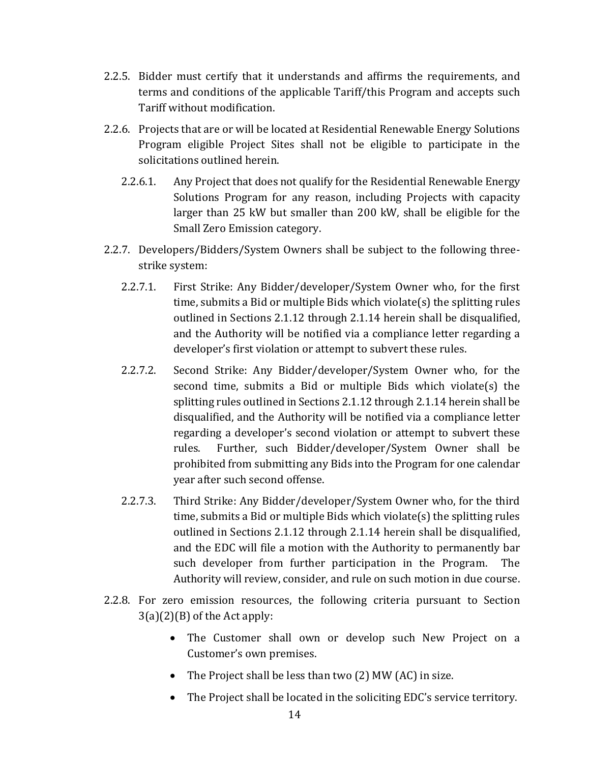2.2.5. Bidder must certify that it understands and affirms the requirements, and terms and conditions of the applicable Tariff/this Program and accepts such Tariff without modification.

2.2.6. Projects that are or will be located at Residential Renewable Energy Solutions Program eligible Project Sites shall not be eligible to participate in the solicitations outlined herein.

2.2.6.1. Any Project that does not qualify for the Residential Renewable Energy Solutions Program for any reason, including Projects with capacity larger than 25 kW but smaller than 200 kW, shall be eligible for the Small Zero Emission category.

2.2.7. Developers/Bidders/System Owners shall be subject to the following three-strike system:

2.2.7.1. First Strike: Any Bidder/developer/System Owner who, for the first time, submits a Bid or multiple Bids which violate(s) the splitting rules outlined in Sections 2.1.12 through 2.1.14 herein shall be disqualified, and the Authority will be notified via a compliance letter regarding a developer's first violation or attempt to subvert these rules.

2.2.7.2. Second Strike: Any Bidder/developer/System Owner who, for the second time, submits a Bid or multiple Bids which violate(s) the splitting rules outlined in Sections 2.1.12 through 2.1.14 herein shall be disqualified, and the Authority will be notified via a compliance letter regarding a developer's second violation or attempt to subvert these rules. Further, such Bidder/developer/System Owner shall be prohibited from submitting any Bids into the Program for one calendar year after such second offense.

2.2.7.3. Third Strike: Any Bidder/developer/System Owner who, for the third time, submits a Bid or multiple Bids which violate(s) the splitting rules outlined in Sections 2.1.12 through 2.1.14 herein shall be disqualified, and the EDC will file a motion with the Authority to permanently bar such developer from further participation in the Program. The Authority will review, consider, and rule on such motion in due course.

2.2.8. For zero emission resources, the following criteria pursuant to Section 3(a)(2)(B) of the Act apply:

- The Customer shall own or develop such New Project on a Customer's own premises.
- The Project shall be less than two (2) MW (AC) in size.
- The Project shall be located in the soliciting EDC's service territory.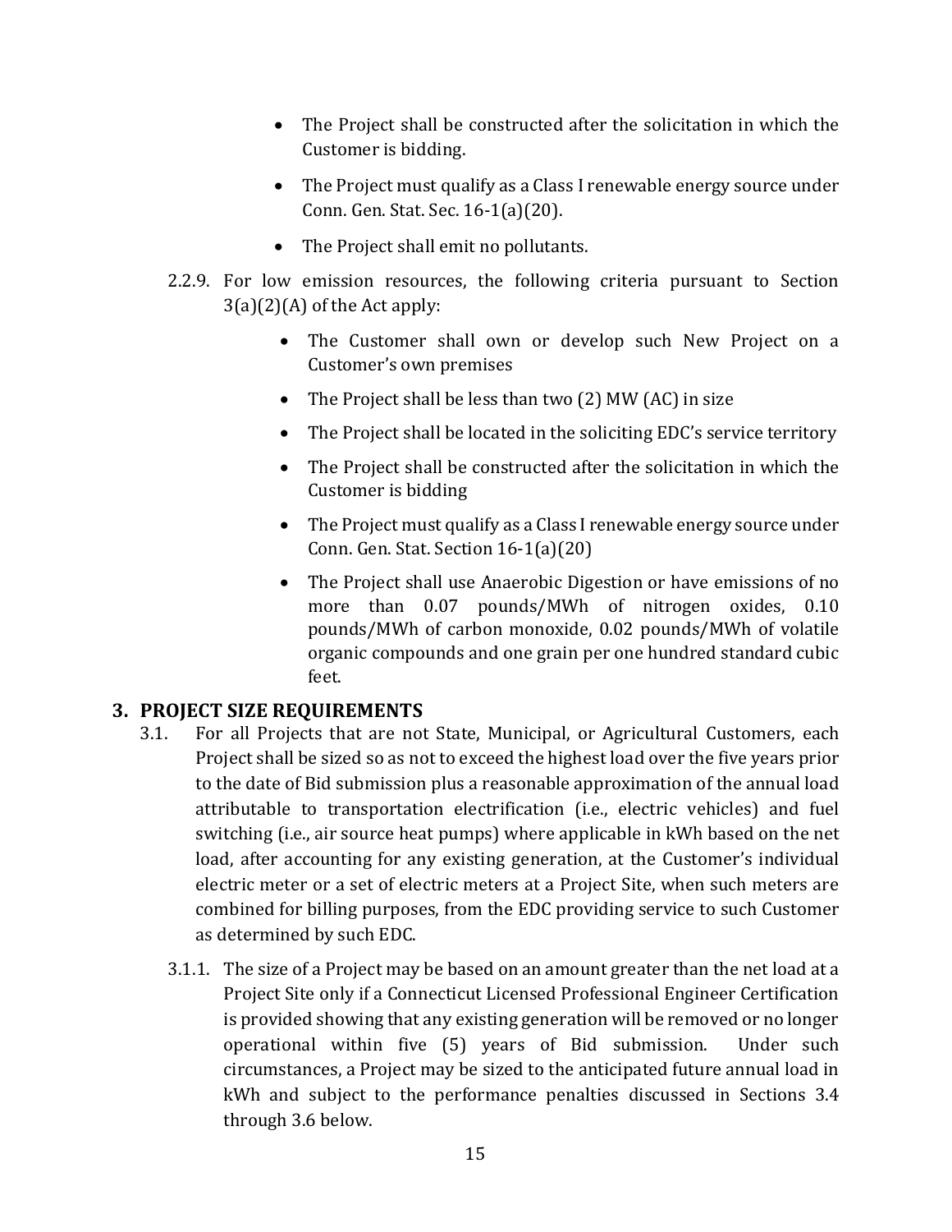- The Project shall be constructed after the solicitation in which the Customer is bidding.
- The Project must qualify as a Class I renewable energy source under Conn. Gen. Stat. Sec. 16-1(a)(20).
- The Project shall emit no pollutants.

2.2.9. For low emission resources, the following criteria pursuant to Section 3(a)(2)(A) of the Act apply:

- The Customer shall own or develop such New Project on a Customer's own premises
- The Project shall be less than two (2) MW (AC) in size
- The Project shall be located in the soliciting EDC's service territory
- The Project shall be constructed after the solicitation in which the Customer is bidding
- The Project must qualify as a Class I renewable energy source under Conn. Gen. Stat. Section 16-1(a)(20)
- The Project shall use Anaerobic Digestion or have emissions of no more than 0.07 pounds/MWh of nitrogen oxides, 0.10 pounds/MWh of carbon monoxide, 0.02 pounds/MWh of volatile organic compounds and one grain per one hundred standard cubic feet.

## 3. PROJECT SIZE REQUIREMENTS

3.1. For all Projects that are not State, Municipal, or Agricultural Customers, each Project shall be sized so as not to exceed the highest load over the five years prior to the date of Bid submission plus a reasonable approximation of the annual load attributable to transportation electrification (i.e., electric vehicles) and fuel switching (i.e., air source heat pumps) where applicable in kWh based on the net load, after accounting for any existing generation, at the Customer's individual electric meter or a set of electric meters at a Project Site, when such meters are combined for billing purposes, from the EDC providing service to such Customer as determined by such EDC.

3.1.1. The size of a Project may be based on an amount greater than the net load at a Project Site only if a Connecticut Licensed Professional Engineer Certification is provided showing that any existing generation will be removed or no longer operational within five (5) years of Bid submission. Under such circumstances, a Project may be sized to the anticipated future annual load in kWh and subject to the performance penalties discussed in Sections 3.4 through 3.6 below.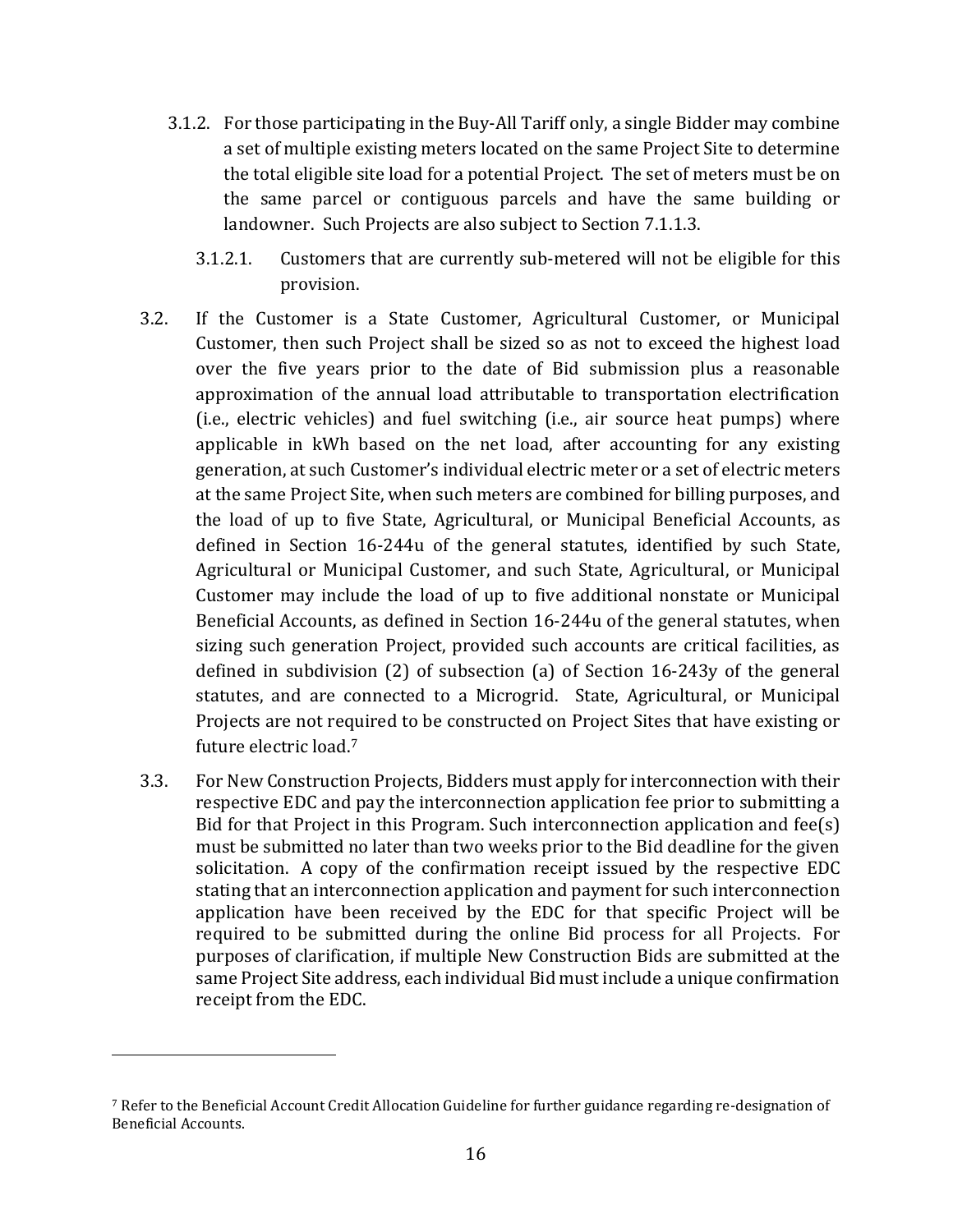3.1.2. For those participating in the Buy-All Tariff only, a single Bidder may combine a set of multiple existing meters located on the same Project Site to determine the total eligible site load for a potential Project. The set of meters must be on the same parcel or contiguous parcels and have the same building or landowner. Such Projects are also subject to Section 7.1.1.3.

3.1.2.1. Customers that are currently sub-metered will not be eligible for this provision.

3.2. If the Customer is a State Customer, Agricultural Customer, or Municipal Customer, then such Project shall be sized so as not to exceed the highest load over the five years prior to the date of Bid submission plus a reasonable approximation of the annual load attributable to transportation electrification (i.e., electric vehicles) and fuel switching (i.e., air source heat pumps) where applicable in kWh based on the net load, after accounting for any existing generation, at such Customer's individual electric meter or a set of electric meters at the same Project Site, when such meters are combined for billing purposes, and the load of up to five State, Agricultural, or Municipal Beneficial Accounts, as defined in Section 16-244u of the general statutes, identified by such State, Agricultural or Municipal Customer, and such State, Agricultural, or Municipal Customer may include the load of up to five additional nonstate or Municipal Beneficial Accounts, as defined in Section 16-244u of the general statutes, when sizing such generation Project, provided such accounts are critical facilities, as defined in subdivision (2) of subsection (a) of Section 16-243y of the general statutes, and are connected to a Microgrid. State, Agricultural, or Municipal Projects are not required to be constructed on Project Sites that have existing or future electric load.[7]

3.3. For New Construction Projects, Bidders must apply for interconnection with their respective EDC and pay the interconnection application fee prior to submitting a Bid for that Project in this Program. Such interconnection application and fee(s) must be submitted no later than two weeks prior to the Bid deadline for the given solicitation. A copy of the confirmation receipt issued by the respective EDC stating that an interconnection application and payment for such interconnection application have been received by the EDC for that specific Project will be required to be submitted during the online Bid process for all Projects. For purposes of clarification, if multiple New Construction Bids are submitted at the same Project Site address, each individual Bid must include a unique confirmation receipt from the EDC.

---

[7] Refer to the Beneficial Account Credit Allocation Guideline for further guidance regarding re-designation of Beneficial Accounts.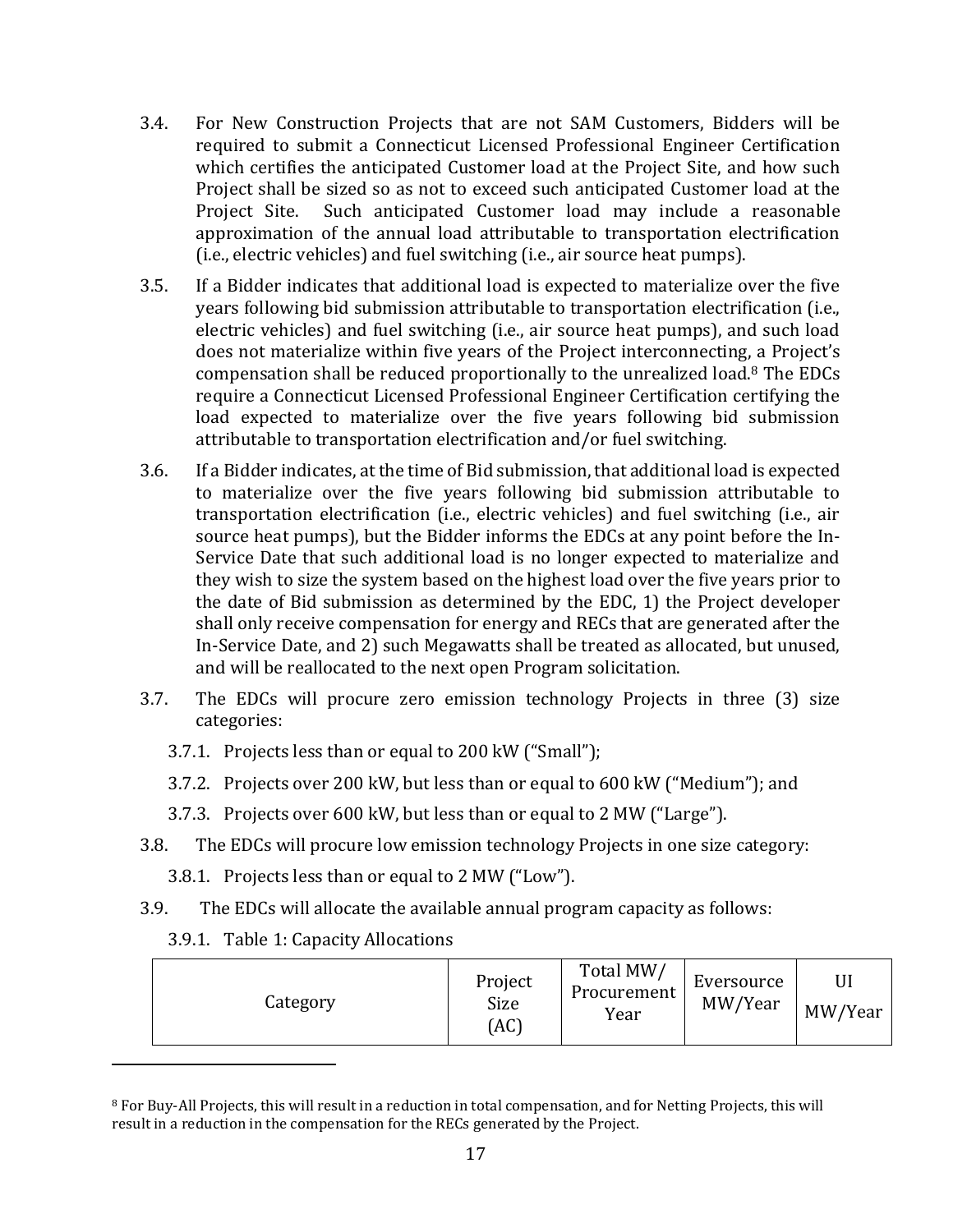3.4. For New Construction Projects that are not SAM Customers, Bidders will be required to submit a Connecticut Licensed Professional Engineer Certification which certifies the anticipated Customer load at the Project Site, and how such Project shall be sized so as not to exceed such anticipated Customer load at the Project Site. Such anticipated Customer load may include a reasonable approximation of the annual load attributable to transportation electrification (i.e., electric vehicles) and fuel switching (i.e., air source heat pumps).

3.5. If a Bidder indicates that additional load is expected to materialize over the five years following bid submission attributable to transportation electrification (i.e., electric vehicles) and fuel switching (i.e., air source heat pumps), and such load does not materialize within five years of the Project interconnecting, a Project's compensation shall be reduced proportionally to the unrealized load.[8] The EDCs require a Connecticut Licensed Professional Engineer Certification certifying the load expected to materialize over the five years following bid submission attributable to transportation electrification and/or fuel switching.

3.6. If a Bidder indicates, at the time of Bid submission, that additional load is expected to materialize over the five years following bid submission attributable to transportation electrification (i.e., electric vehicles) and fuel switching (i.e., air source heat pumps), but the Bidder informs the EDCs at any point before the In-Service Date that such additional load is no longer expected to materialize and they wish to size the system based on the highest load over the five years prior to the date of Bid submission as determined by the EDC, 1) the Project developer shall only receive compensation for energy and RECs that are generated after the In-Service Date, and 2) such Megawatts shall be treated as allocated, but unused, and will be reallocated to the next open Program solicitation.

3.7. The EDCs will procure zero emission technology Projects in three (3) size categories:

3.7.1. Projects less than or equal to 200 kW ("Small");

3.7.2. Projects over 200 kW, but less than or equal to 600 kW ("Medium"); and

3.7.3. Projects over 600 kW, but less than or equal to 2 MW ("Large").

3.8. The EDCs will procure low emission technology Projects in one size category:

3.8.1. Projects less than or equal to 2 MW ("Low").

3.9. The EDCs will allocate the available annual program capacity as follows:

3.9.1. Table 1: Capacity Allocations

| Category | Project Size (AC) | Total MW/ Procurement Year | Eversource MW/Year | UI MW/Year |
|---|---|---|---|---|

[8] For Buy-All Projects, this will result in a reduction in total compensation, and for Netting Projects, this will result in a reduction in the compensation for the RECs generated by the Project.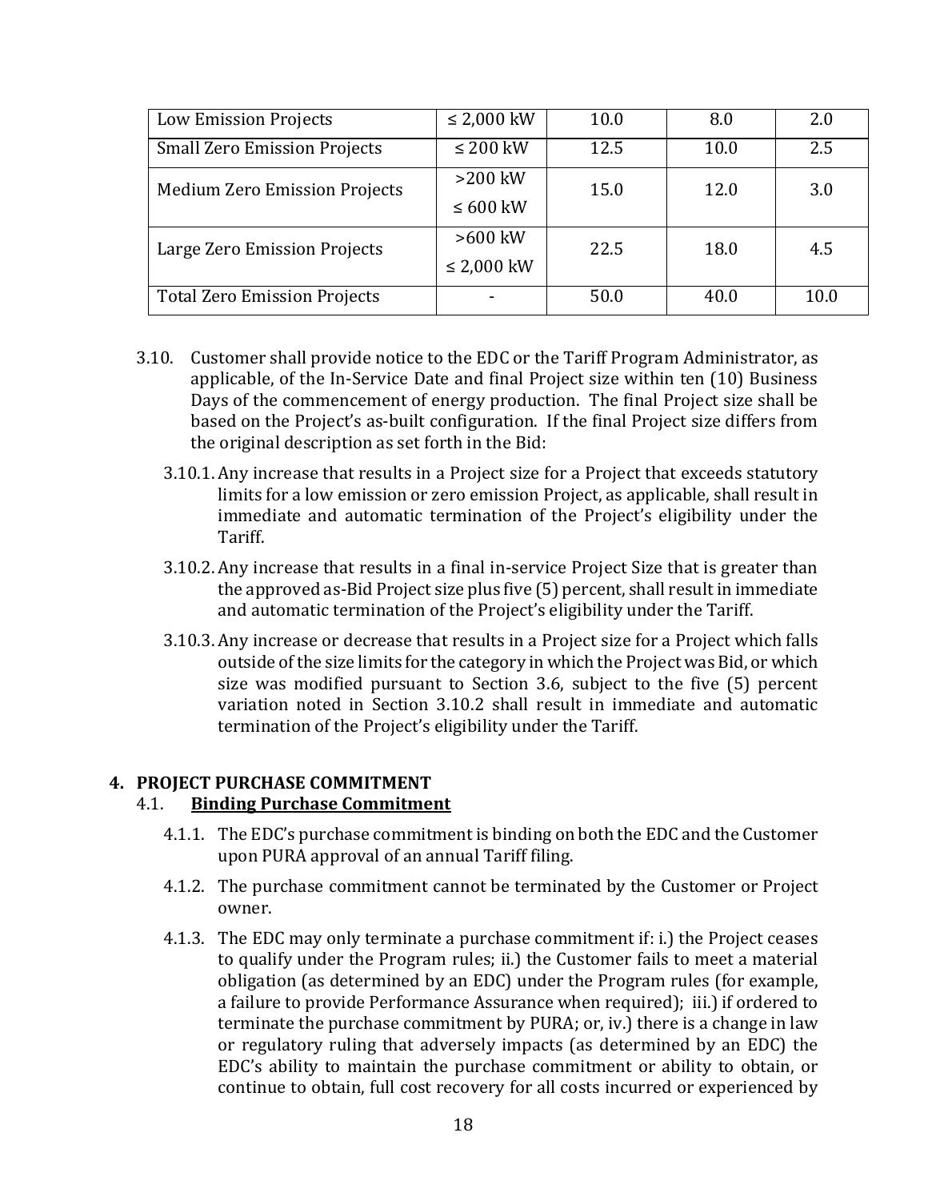| Low Emission Projects | ≤ 2,000 kW | 10.0 | 8.0 | 2.0 |
|---|---|---|---|---|
| Small Zero Emission Projects | ≤ 200 kW | 12.5 | 10.0 | 2.5 |
| Medium Zero Emission Projects | >200 kW ≤ 600 kW | 15.0 | 12.0 | 3.0 |
| Large Zero Emission Projects | >600 kW ≤ 2,000 kW | 22.5 | 18.0 | 4.5 |
| Total Zero Emission Projects | - | 50.0 | 40.0 | 10.0 |

3.10. Customer shall provide notice to the EDC or the Tariff Program Administrator, as applicable, of the In-Service Date and final Project size within ten (10) Business Days of the commencement of energy production. The final Project size shall be based on the Project's as-built configuration. If the final Project size differs from the original description as set forth in the Bid:

3.10.1. Any increase that results in a Project size for a Project that exceeds statutory limits for a low emission or zero emission Project, as applicable, shall result in immediate and automatic termination of the Project's eligibility under the Tariff.

3.10.2. Any increase that results in a final in-service Project Size that is greater than the approved as-Bid Project size plus five (5) percent, shall result in immediate and automatic termination of the Project's eligibility under the Tariff.

3.10.3. Any increase or decrease that results in a Project size for a Project which falls outside of the size limits for the category in which the Project was Bid, or which size was modified pursuant to Section 3.6, subject to the five (5) percent variation noted in Section 3.10.2 shall result in immediate and automatic termination of the Project's eligibility under the Tariff.

## 4. PROJECT PURCHASE COMMITMENT

### 4.1. Binding Purchase Commitment

4.1.1. The EDC's purchase commitment is binding on both the EDC and the Customer upon PURA approval of an annual Tariff filing.

4.1.2. The purchase commitment cannot be terminated by the Customer or Project owner.

4.1.3. The EDC may only terminate a purchase commitment if: i.) the Project ceases to qualify under the Program rules; ii.) the Customer fails to meet a material obligation (as determined by an EDC) under the Program rules (for example, a failure to provide Performance Assurance when required); iii.) if ordered to terminate the purchase commitment by PURA; or, iv.) there is a change in law or regulatory ruling that adversely impacts (as determined by an EDC) the EDC's ability to maintain the purchase commitment or ability to obtain, or continue to obtain, full cost recovery for all costs incurred or experienced by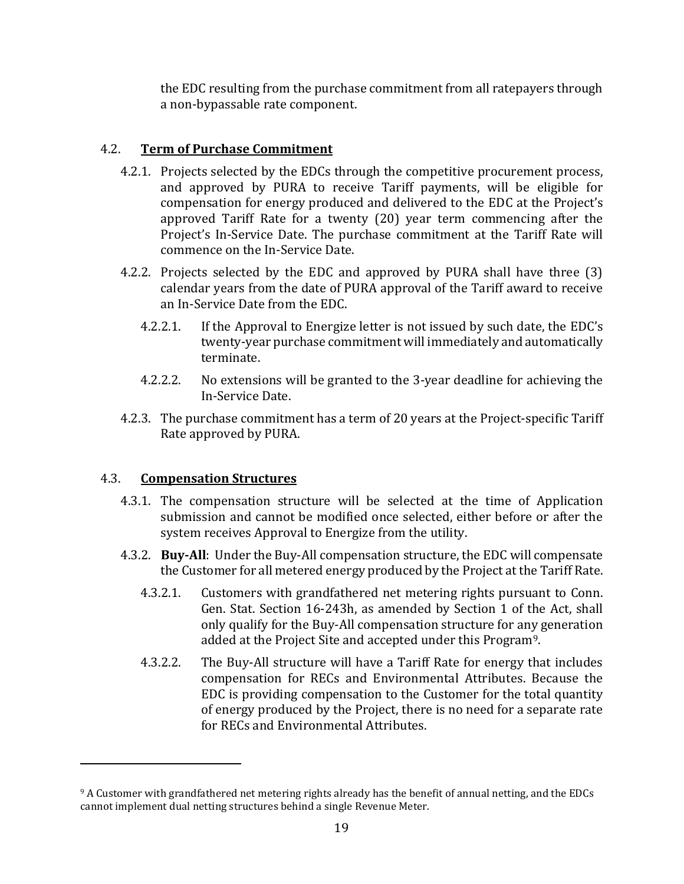the EDC resulting from the purchase commitment from all ratepayers through a non-bypassable rate component.

### 4.2. **Term of Purchase Commitment**

4.2.1. Projects selected by the EDCs through the competitive procurement process, and approved by PURA to receive Tariff payments, will be eligible for compensation for energy produced and delivered to the EDC at the Project's approved Tariff Rate for a twenty (20) year term commencing after the Project's In-Service Date. The purchase commitment at the Tariff Rate will commence on the In-Service Date.

4.2.2. Projects selected by the EDC and approved by PURA shall have three (3) calendar years from the date of PURA approval of the Tariff award to receive an In-Service Date from the EDC.

4.2.2.1. If the Approval to Energize letter is not issued by such date, the EDC's twenty-year purchase commitment will immediately and automatically terminate.

4.2.2.2. No extensions will be granted to the 3-year deadline for achieving the In-Service Date.

4.2.3. The purchase commitment has a term of 20 years at the Project-specific Tariff Rate approved by PURA.

### 4.3. **Compensation Structures**

4.3.1. The compensation structure will be selected at the time of Application submission and cannot be modified once selected, either before or after the system receives Approval to Energize from the utility.

4.3.2. **Buy-All**: Under the Buy-All compensation structure, the EDC will compensate the Customer for all metered energy produced by the Project at the Tariff Rate.

4.3.2.1. Customers with grandfathered net metering rights pursuant to Conn. Gen. Stat. Section 16-243h, as amended by Section 1 of the Act, shall only qualify for the Buy-All compensation structure for any generation added at the Project Site and accepted under this Program[9].

4.3.2.2. The Buy-All structure will have a Tariff Rate for energy that includes compensation for RECs and Environmental Attributes. Because the EDC is providing compensation to the Customer for the total quantity of energy produced by the Project, there is no need for a separate rate for RECs and Environmental Attributes.

---

[9] A Customer with grandfathered net metering rights already has the benefit of annual netting, and the EDCs cannot implement dual netting structures behind a single Revenue Meter.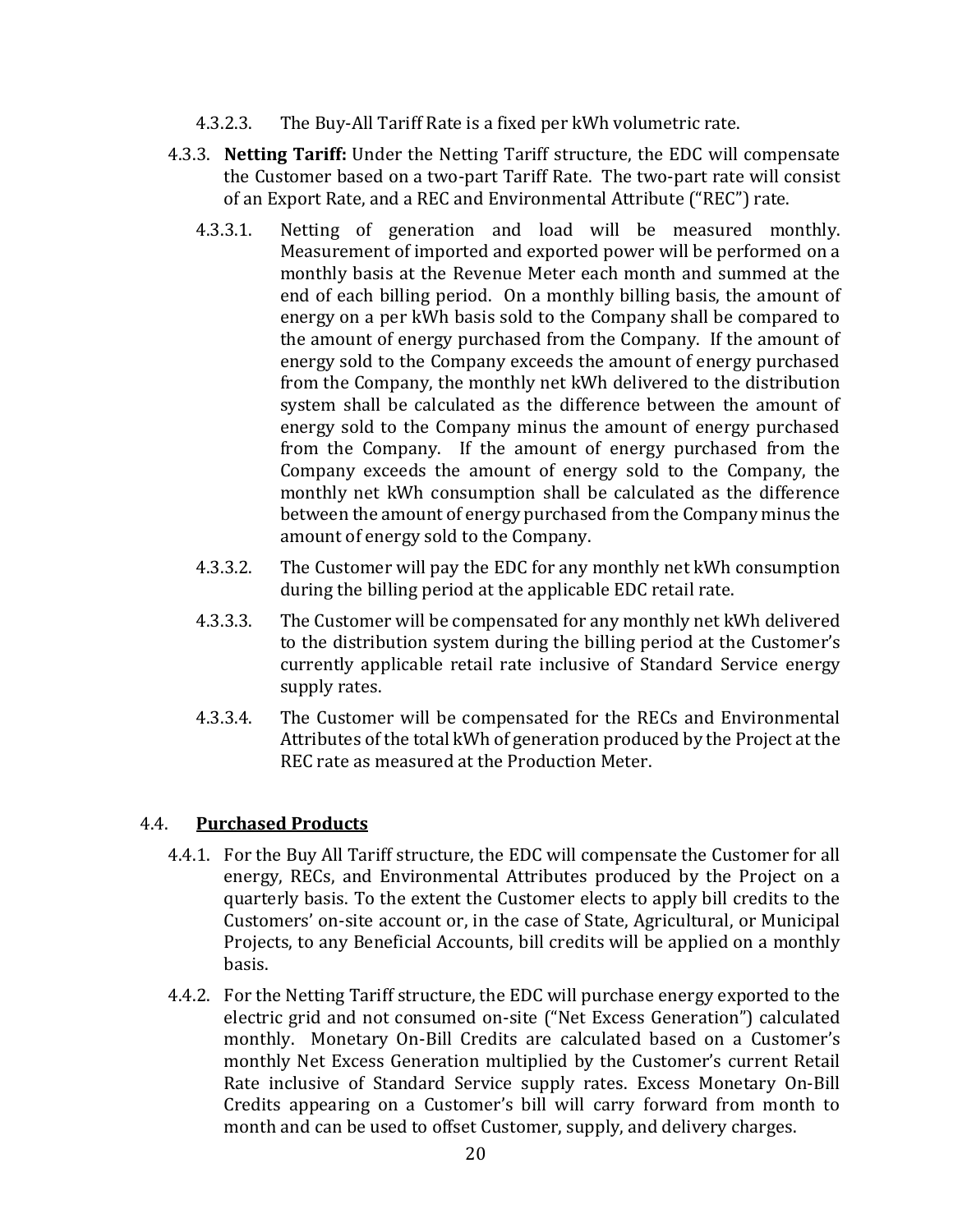4.3.2.3. The Buy-All Tariff Rate is a fixed per kWh volumetric rate.

4.3.3. **Netting Tariff:** Under the Netting Tariff structure, the EDC will compensate the Customer based on a two-part Tariff Rate. The two-part rate will consist of an Export Rate, and a REC and Environmental Attribute ("REC") rate.

4.3.3.1. Netting of generation and load will be measured monthly. Measurement of imported and exported power will be performed on a monthly basis at the Revenue Meter each month and summed at the end of each billing period. On a monthly billing basis, the amount of energy on a per kWh basis sold to the Company shall be compared to the amount of energy purchased from the Company. If the amount of energy sold to the Company exceeds the amount of energy purchased from the Company, the monthly net kWh delivered to the distribution system shall be calculated as the difference between the amount of energy sold to the Company minus the amount of energy purchased from the Company. If the amount of energy purchased from the Company exceeds the amount of energy sold to the Company, the monthly net kWh consumption shall be calculated as the difference between the amount of energy purchased from the Company minus the amount of energy sold to the Company.

4.3.3.2. The Customer will pay the EDC for any monthly net kWh consumption during the billing period at the applicable EDC retail rate.

4.3.3.3. The Customer will be compensated for any monthly net kWh delivered to the distribution system during the billing period at the Customer's currently applicable retail rate inclusive of Standard Service energy supply rates.

4.3.3.4. The Customer will be compensated for the RECs and Environmental Attributes of the total kWh of generation produced by the Project at the REC rate as measured at the Production Meter.

## 4.4. Purchased Products

4.4.1. For the Buy All Tariff structure, the EDC will compensate the Customer for all energy, RECs, and Environmental Attributes produced by the Project on a quarterly basis. To the extent the Customer elects to apply bill credits to the Customers' on-site account or, in the case of State, Agricultural, or Municipal Projects, to any Beneficial Accounts, bill credits will be applied on a monthly basis.

4.4.2. For the Netting Tariff structure, the EDC will purchase energy exported to the electric grid and not consumed on-site ("Net Excess Generation") calculated monthly. Monetary On-Bill Credits are calculated based on a Customer's monthly Net Excess Generation multiplied by the Customer's current Retail Rate inclusive of Standard Service supply rates. Excess Monetary On-Bill Credits appearing on a Customer's bill will carry forward from month to month and can be used to offset Customer, supply, and delivery charges.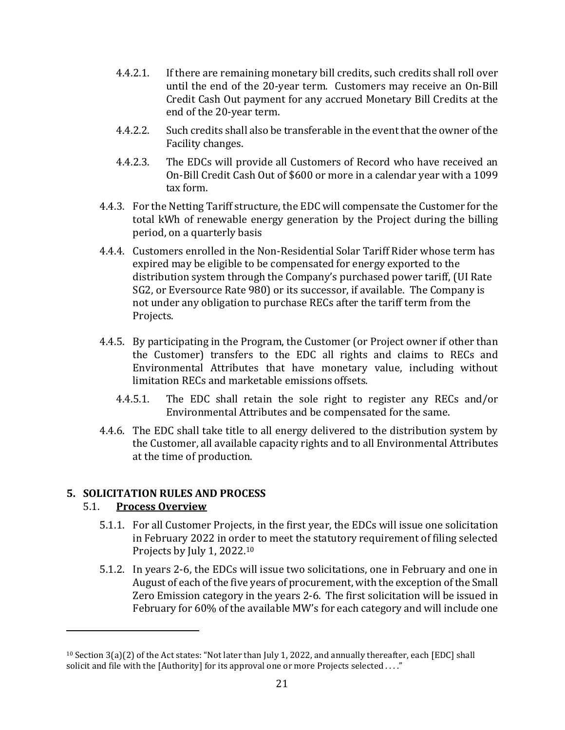4.4.2.1. If there are remaining monetary bill credits, such credits shall roll over until the end of the 20-year term. Customers may receive an On-Bill Credit Cash Out payment for any accrued Monetary Bill Credits at the end of the 20-year term.

4.4.2.2. Such credits shall also be transferable in the event that the owner of the Facility changes.

4.4.2.3. The EDCs will provide all Customers of Record who have received an On-Bill Credit Cash Out of $600 or more in a calendar year with a 1099 tax form.

4.4.3. For the Netting Tariff structure, the EDC will compensate the Customer for the total kWh of renewable energy generation by the Project during the billing period, on a quarterly basis

4.4.4. Customers enrolled in the Non-Residential Solar Tariff Rider whose term has expired may be eligible to be compensated for energy exported to the distribution system through the Company's purchased power tariff, (UI Rate SG2, or Eversource Rate 980) or its successor, if available. The Company is not under any obligation to purchase RECs after the tariff term from the Projects.

4.4.5. By participating in the Program, the Customer (or Project owner if other than the Customer) transfers to the EDC all rights and claims to RECs and Environmental Attributes that have monetary value, including without limitation RECs and marketable emissions offsets.

4.4.5.1. The EDC shall retain the sole right to register any RECs and/or Environmental Attributes and be compensated for the same.

4.4.6. The EDC shall take title to all energy delivered to the distribution system by the Customer, all available capacity rights and to all Environmental Attributes at the time of production.

## 5. SOLICITATION RULES AND PROCESS

### 5.1. Process Overview

5.1.1. For all Customer Projects, in the first year, the EDCs will issue one solicitation in February 2022 in order to meet the statutory requirement of filing selected Projects by July 1, 2022.[10]

5.1.2. In years 2-6, the EDCs will issue two solicitations, one in February and one in August of each of the five years of procurement, with the exception of the Small Zero Emission category in the years 2-6. The first solicitation will be issued in February for 60% of the available MW's for each category and will include one

---

[10] Section 3(a)(2) of the Act states: "Not later than July 1, 2022, and annually thereafter, each [EDC] shall solicit and file with the [Authority] for its approval one or more Projects selected . . . ."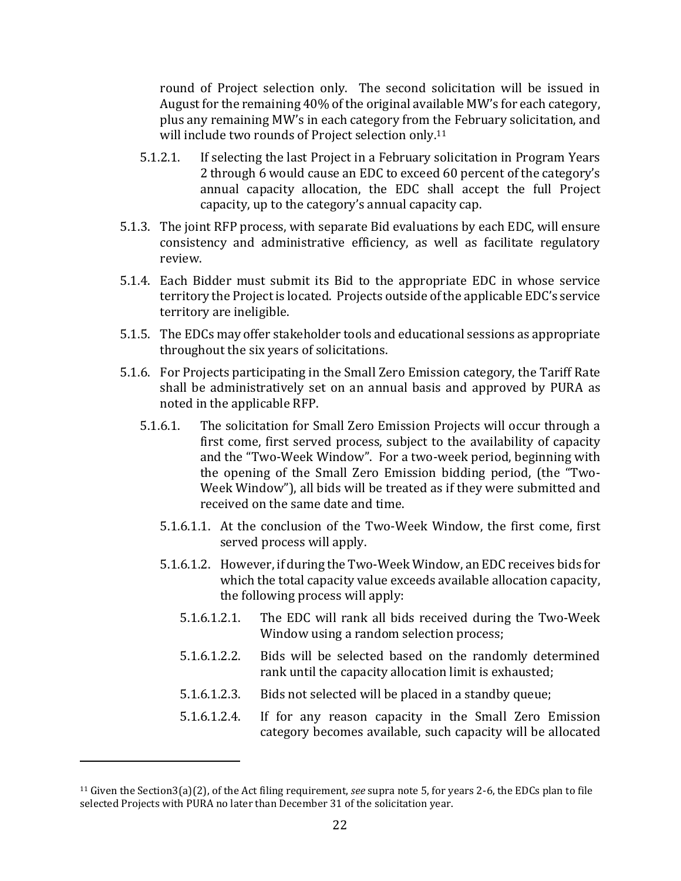round of Project selection only. The second solicitation will be issued in August for the remaining 40% of the original available MW's for each category, plus any remaining MW's in each category from the February solicitation, and will include two rounds of Project selection only.[11]

5.1.2.1. If selecting the last Project in a February solicitation in Program Years 2 through 6 would cause an EDC to exceed 60 percent of the category's annual capacity allocation, the EDC shall accept the full Project capacity, up to the category's annual capacity cap.

5.1.3. The joint RFP process, with separate Bid evaluations by each EDC, will ensure consistency and administrative efficiency, as well as facilitate regulatory review.

5.1.4. Each Bidder must submit its Bid to the appropriate EDC in whose service territory the Project is located. Projects outside of the applicable EDC's service territory are ineligible.

5.1.5. The EDCs may offer stakeholder tools and educational sessions as appropriate throughout the six years of solicitations.

5.1.6. For Projects participating in the Small Zero Emission category, the Tariff Rate shall be administratively set on an annual basis and approved by PURA as noted in the applicable RFP.

5.1.6.1. The solicitation for Small Zero Emission Projects will occur through a first come, first served process, subject to the availability of capacity and the "Two-Week Window". For a two-week period, beginning with the opening of the Small Zero Emission bidding period, (the "Two-Week Window"), all bids will be treated as if they were submitted and received on the same date and time.

5.1.6.1.1. At the conclusion of the Two-Week Window, the first come, first served process will apply.

5.1.6.1.2. However, if during the Two-Week Window, an EDC receives bids for which the total capacity value exceeds available allocation capacity, the following process will apply:

5.1.6.1.2.1. The EDC will rank all bids received during the Two-Week Window using a random selection process;

5.1.6.1.2.2. Bids will be selected based on the randomly determined rank until the capacity allocation limit is exhausted;

5.1.6.1.2.3. Bids not selected will be placed in a standby queue;

5.1.6.1.2.4. If for any reason capacity in the Small Zero Emission category becomes available, such capacity will be allocated

---

[11] Given the Section3(a)(2), of the Act filing requirement, *see* supra note 5, for years 2-6, the EDCs plan to file selected Projects with PURA no later than December 31 of the solicitation year.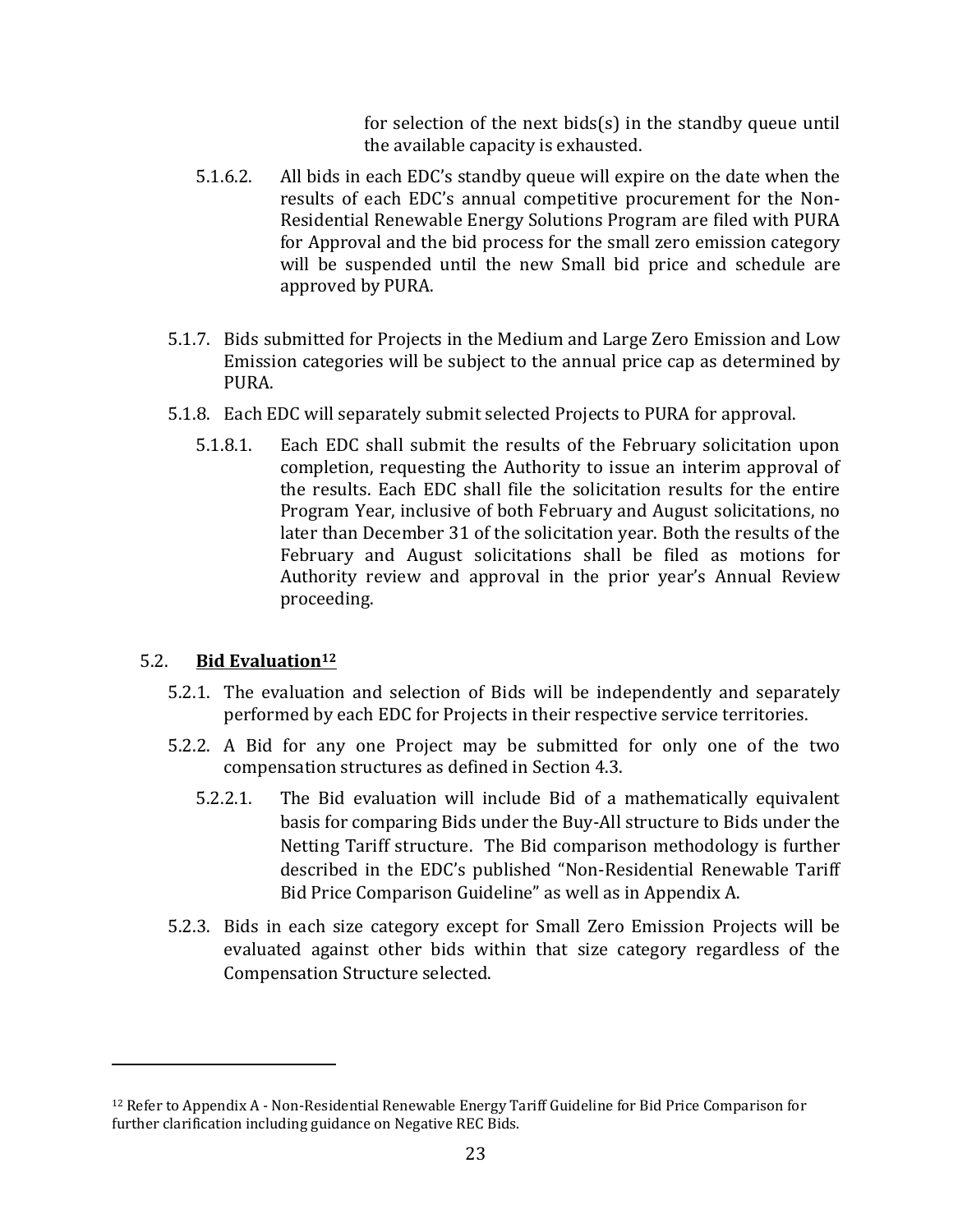for selection of the next bids(s) in the standby queue until the available capacity is exhausted.

5.1.6.2. All bids in each EDC's standby queue will expire on the date when the results of each EDC's annual competitive procurement for the Non-Residential Renewable Energy Solutions Program are filed with PURA for Approval and the bid process for the small zero emission category will be suspended until the new Small bid price and schedule are approved by PURA.

5.1.7. Bids submitted for Projects in the Medium and Large Zero Emission and Low Emission categories will be subject to the annual price cap as determined by PURA.

5.1.8. Each EDC will separately submit selected Projects to PURA for approval.

5.1.8.1. Each EDC shall submit the results of the February solicitation upon completion, requesting the Authority to issue an interim approval of the results. Each EDC shall file the solicitation results for the entire Program Year, inclusive of both February and August solicitations, no later than December 31 of the solicitation year. Both the results of the February and August solicitations shall be filed as motions for Authority review and approval in the prior year's Annual Review proceeding.

## 5.2. Bid Evaluation[12]

5.2.1. The evaluation and selection of Bids will be independently and separately performed by each EDC for Projects in their respective service territories.

5.2.2. A Bid for any one Project may be submitted for only one of the two compensation structures as defined in Section 4.3.

5.2.2.1. The Bid evaluation will include Bid of a mathematically equivalent basis for comparing Bids under the Buy-All structure to Bids under the Netting Tariff structure. The Bid comparison methodology is further described in the EDC's published "Non-Residential Renewable Tariff Bid Price Comparison Guideline" as well as in Appendix A.

5.2.3. Bids in each size category except for Small Zero Emission Projects will be evaluated against other bids within that size category regardless of the Compensation Structure selected.

---

[12] Refer to Appendix A - Non-Residential Renewable Energy Tariff Guideline for Bid Price Comparison for further clarification including guidance on Negative REC Bids.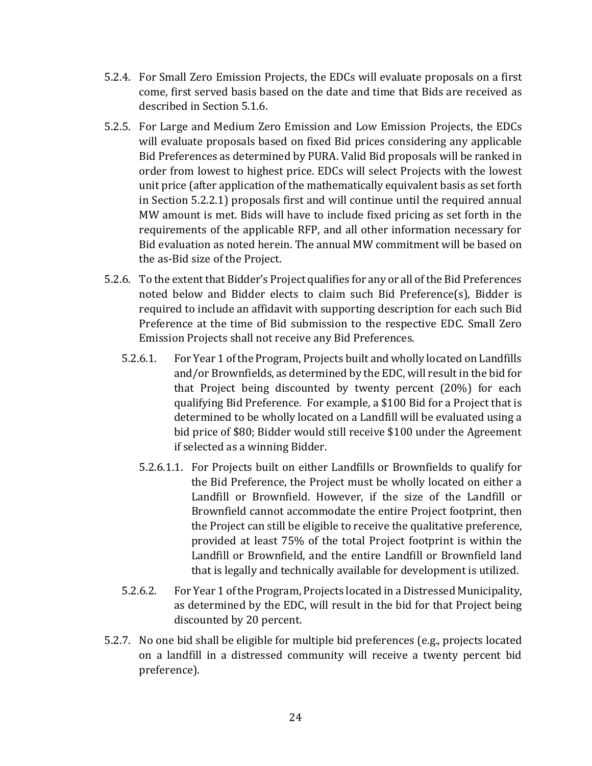5.2.4. For Small Zero Emission Projects, the EDCs will evaluate proposals on a first come, first served basis based on the date and time that Bids are received as described in Section 5.1.6.

5.2.5. For Large and Medium Zero Emission and Low Emission Projects, the EDCs will evaluate proposals based on fixed Bid prices considering any applicable Bid Preferences as determined by PURA. Valid Bid proposals will be ranked in order from lowest to highest price. EDCs will select Projects with the lowest unit price (after application of the mathematically equivalent basis as set forth in Section 5.2.2.1) proposals first and will continue until the required annual MW amount is met. Bids will have to include fixed pricing as set forth in the requirements of the applicable RFP, and all other information necessary for Bid evaluation as noted herein. The annual MW commitment will be based on the as-Bid size of the Project.

5.2.6. To the extent that Bidder's Project qualifies for any or all of the Bid Preferences noted below and Bidder elects to claim such Bid Preference(s), Bidder is required to include an affidavit with supporting description for each such Bid Preference at the time of Bid submission to the respective EDC. Small Zero Emission Projects shall not receive any Bid Preferences.

5.2.6.1. For Year 1 of the Program, Projects built and wholly located on Landfills and/or Brownfields, as determined by the EDC, will result in the bid for that Project being discounted by twenty percent (20%) for each qualifying Bid Preference. For example, a $100 Bid for a Project that is determined to be wholly located on a Landfill will be evaluated using a bid price of $80; Bidder would still receive $100 under the Agreement if selected as a winning Bidder.

5.2.6.1.1. For Projects built on either Landfills or Brownfields to qualify for the Bid Preference, the Project must be wholly located on either a Landfill or Brownfield. However, if the size of the Landfill or Brownfield cannot accommodate the entire Project footprint, then the Project can still be eligible to receive the qualitative preference, provided at least 75% of the total Project footprint is within the Landfill or Brownfield, and the entire Landfill or Brownfield land that is legally and technically available for development is utilized.

5.2.6.2. For Year 1 of the Program, Projects located in a Distressed Municipality, as determined by the EDC, will result in the bid for that Project being discounted by 20 percent.

5.2.7. No one bid shall be eligible for multiple bid preferences (e.g., projects located on a landfill in a distressed community will receive a twenty percent bid preference).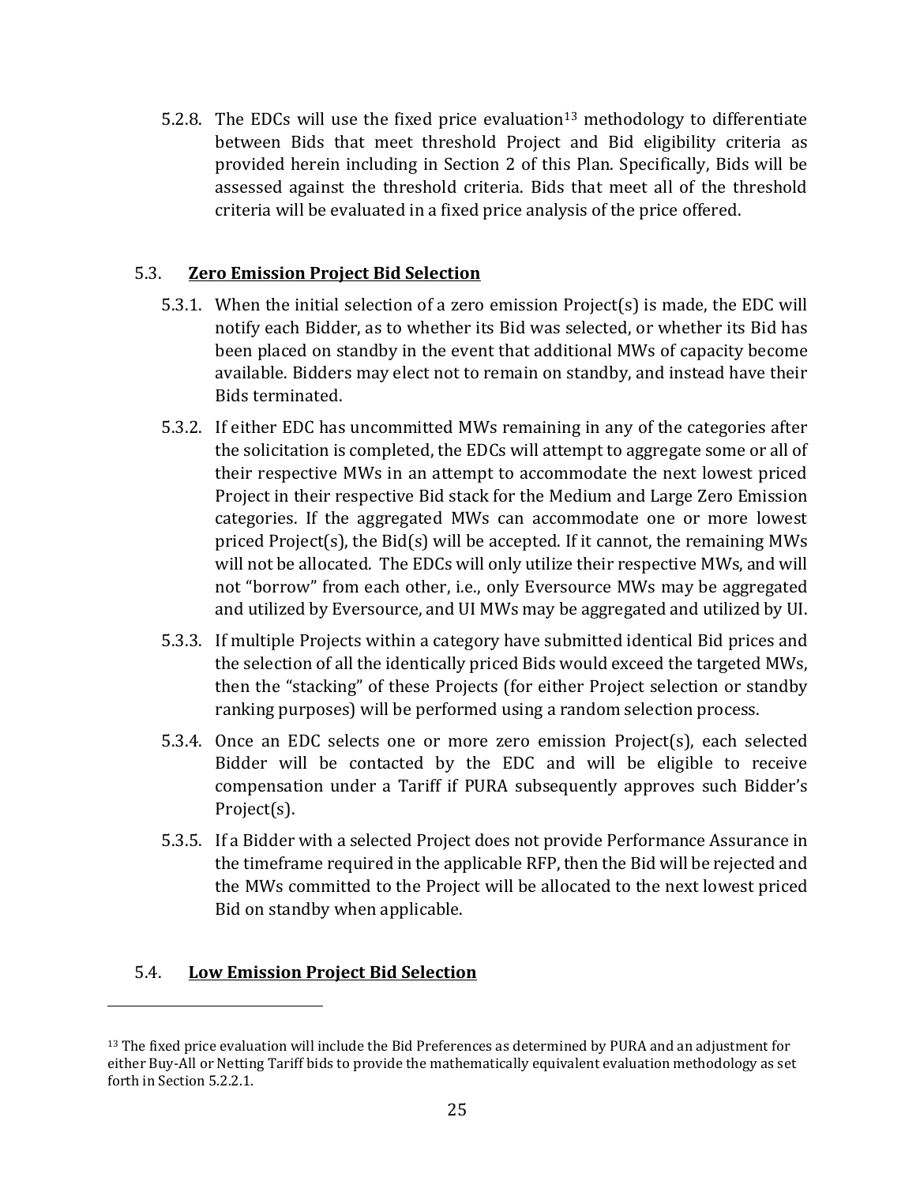5.2.8. The EDCs will use the fixed price evaluation[13] methodology to differentiate between Bids that meet threshold Project and Bid eligibility criteria as provided herein including in Section 2 of this Plan. Specifically, Bids will be assessed against the threshold criteria. Bids that meet all of the threshold criteria will be evaluated in a fixed price analysis of the price offered.

### 5.3. **<u>Zero Emission Project Bid Selection</u>**

5.3.1. When the initial selection of a zero emission Project(s) is made, the EDC will notify each Bidder, as to whether its Bid was selected, or whether its Bid has been placed on standby in the event that additional MWs of capacity become available. Bidders may elect not to remain on standby, and instead have their Bids terminated.

5.3.2. If either EDC has uncommitted MWs remaining in any of the categories after the solicitation is completed, the EDCs will attempt to aggregate some or all of their respective MWs in an attempt to accommodate the next lowest priced Project in their respective Bid stack for the Medium and Large Zero Emission categories. If the aggregated MWs can accommodate one or more lowest priced Project(s), the Bid(s) will be accepted. If it cannot, the remaining MWs will not be allocated. The EDCs will only utilize their respective MWs, and will not "borrow" from each other, i.e., only Eversource MWs may be aggregated and utilized by Eversource, and UI MWs may be aggregated and utilized by UI.

5.3.3. If multiple Projects within a category have submitted identical Bid prices and the selection of all the identically priced Bids would exceed the targeted MWs, then the "stacking" of these Projects (for either Project selection or standby ranking purposes) will be performed using a random selection process.

5.3.4. Once an EDC selects one or more zero emission Project(s), each selected Bidder will be contacted by the EDC and will be eligible to receive compensation under a Tariff if PURA subsequently approves such Bidder's Project(s).

5.3.5. If a Bidder with a selected Project does not provide Performance Assurance in the timeframe required in the applicable RFP, then the Bid will be rejected and the MWs committed to the Project will be allocated to the next lowest priced Bid on standby when applicable.

### 5.4. **<u>Low Emission Project Bid Selection</u>**

---

[13] The fixed price evaluation will include the Bid Preferences as determined by PURA and an adjustment for either Buy-All or Netting Tariff bids to provide the mathematically equivalent evaluation methodology as set forth in Section 5.2.2.1.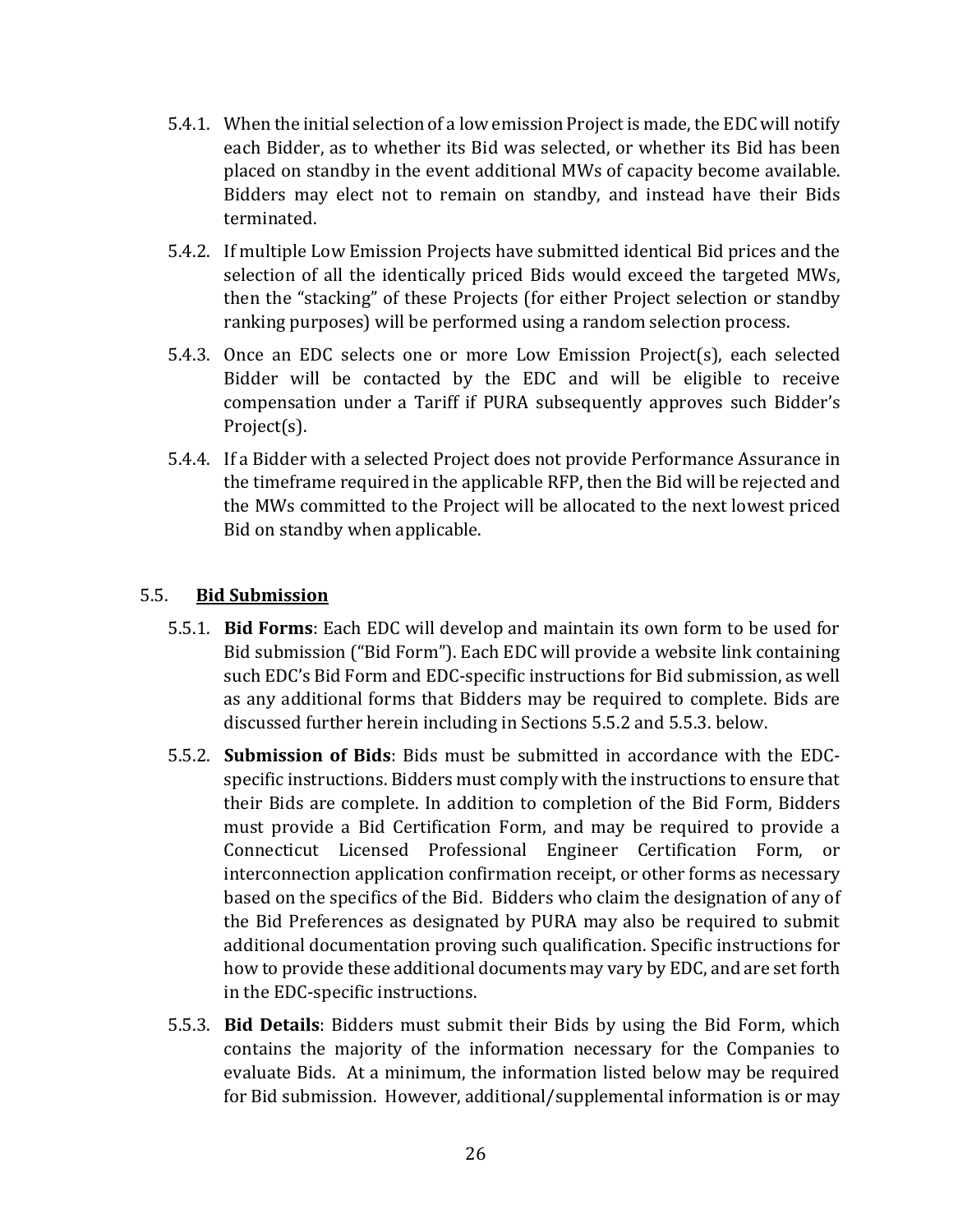5.4.1. When the initial selection of a low emission Project is made, the EDC will notify each Bidder, as to whether its Bid was selected, or whether its Bid has been placed on standby in the event additional MWs of capacity become available. Bidders may elect not to remain on standby, and instead have their Bids terminated.

5.4.2. If multiple Low Emission Projects have submitted identical Bid prices and the selection of all the identically priced Bids would exceed the targeted MWs, then the "stacking" of these Projects (for either Project selection or standby ranking purposes) will be performed using a random selection process.

5.4.3. Once an EDC selects one or more Low Emission Project(s), each selected Bidder will be contacted by the EDC and will be eligible to receive compensation under a Tariff if PURA subsequently approves such Bidder's Project(s).

5.4.4. If a Bidder with a selected Project does not provide Performance Assurance in the timeframe required in the applicable RFP, then the Bid will be rejected and the MWs committed to the Project will be allocated to the next lowest priced Bid on standby when applicable.

## 5.5. <u>Bid Submission</u>

5.5.1. **Bid Forms**: Each EDC will develop and maintain its own form to be used for Bid submission ("Bid Form"). Each EDC will provide a website link containing such EDC's Bid Form and EDC-specific instructions for Bid submission, as well as any additional forms that Bidders may be required to complete. Bids are discussed further herein including in Sections 5.5.2 and 5.5.3. below.

5.5.2. **Submission of Bids**: Bids must be submitted in accordance with the EDC-specific instructions. Bidders must comply with the instructions to ensure that their Bids are complete. In addition to completion of the Bid Form, Bidders must provide a Bid Certification Form, and may be required to provide a Connecticut Licensed Professional Engineer Certification Form, or interconnection application confirmation receipt, or other forms as necessary based on the specifics of the Bid. Bidders who claim the designation of any of the Bid Preferences as designated by PURA may also be required to submit additional documentation proving such qualification. Specific instructions for how to provide these additional documents may vary by EDC, and are set forth in the EDC-specific instructions.

5.5.3. **Bid Details**: Bidders must submit their Bids by using the Bid Form, which contains the majority of the information necessary for the Companies to evaluate Bids. At a minimum, the information listed below may be required for Bid submission. However, additional/supplemental information is or may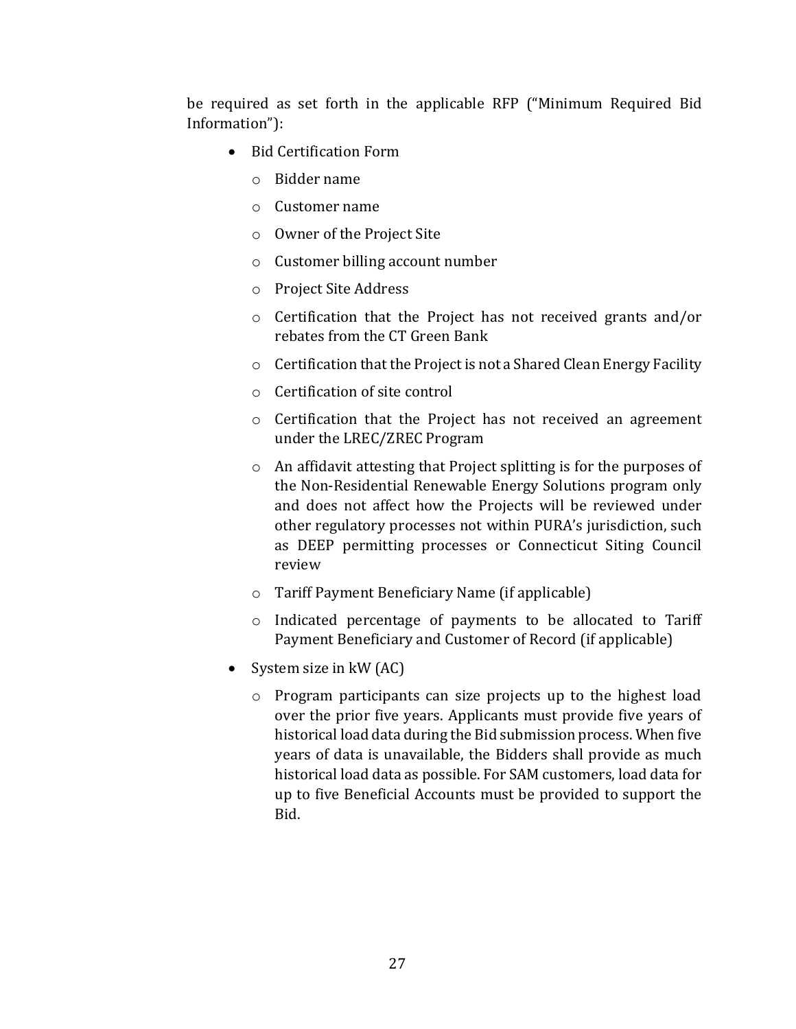be required as set forth in the applicable RFP ("Minimum Required Bid Information"):

- Bid Certification Form
  - Bidder name
  - Customer name
  - Owner of the Project Site
  - Customer billing account number
  - Project Site Address
  - Certification that the Project has not received grants and/or rebates from the CT Green Bank
  - Certification that the Project is not a Shared Clean Energy Facility
  - Certification of site control
  - Certification that the Project has not received an agreement under the LREC/ZREC Program
  - An affidavit attesting that Project splitting is for the purposes of the Non-Residential Renewable Energy Solutions program only and does not affect how the Projects will be reviewed under other regulatory processes not within PURA's jurisdiction, such as DEEP permitting processes or Connecticut Siting Council review
  - Tariff Payment Beneficiary Name (if applicable)
  - Indicated percentage of payments to be allocated to Tariff Payment Beneficiary and Customer of Record (if applicable)
- System size in kW (AC)
  - Program participants can size projects up to the highest load over the prior five years. Applicants must provide five years of historical load data during the Bid submission process. When five years of data is unavailable, the Bidders shall provide as much historical load data as possible. For SAM customers, load data for up to five Beneficial Accounts must be provided to support the Bid.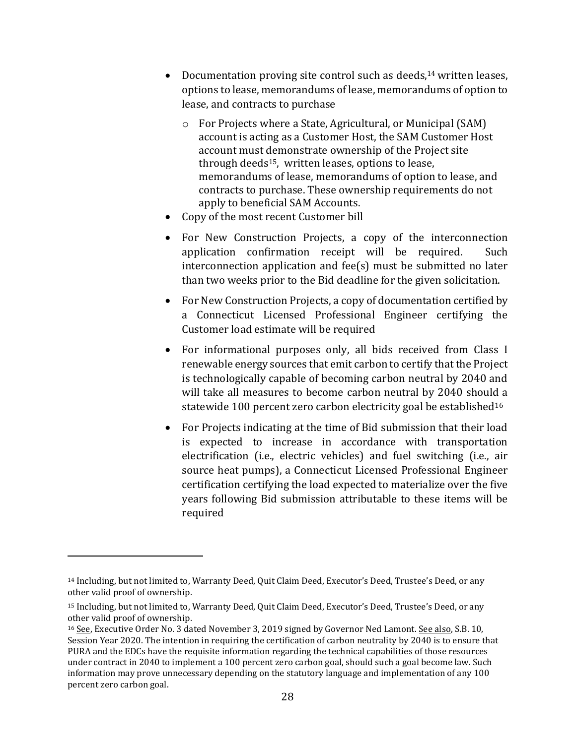- Documentation proving site control such as deeds,[14] written leases, options to lease, memorandums of lease, memorandums of option to lease, and contracts to purchase
    - For Projects where a State, Agricultural, or Municipal (SAM) account is acting as a Customer Host, the SAM Customer Host account must demonstrate ownership of the Project site through deeds[15], written leases, options to lease, memorandums of lease, memorandums of option to lease, and contracts to purchase. These ownership requirements do not apply to beneficial SAM Accounts.
- Copy of the most recent Customer bill
- For New Construction Projects, a copy of the interconnection application confirmation receipt will be required. Such interconnection application and fee(s) must be submitted no later than two weeks prior to the Bid deadline for the given solicitation.
- For New Construction Projects, a copy of documentation certified by a Connecticut Licensed Professional Engineer certifying the Customer load estimate will be required
- For informational purposes only, all bids received from Class I renewable energy sources that emit carbon to certify that the Project is technologically capable of becoming carbon neutral by 2040 and will take all measures to become carbon neutral by 2040 should a statewide 100 percent zero carbon electricity goal be established[16]
- For Projects indicating at the time of Bid submission that their load is expected to increase in accordance with transportation electrification (i.e., electric vehicles) and fuel switching (i.e., air source heat pumps), a Connecticut Licensed Professional Engineer certification certifying the load expected to materialize over the five years following Bid submission attributable to these items will be required

---

[14] Including, but not limited to, Warranty Deed, Quit Claim Deed, Executor's Deed, Trustee's Deed, or any other valid proof of ownership.

[15] Including, but not limited to, Warranty Deed, Quit Claim Deed, Executor's Deed, Trustee's Deed, or any other valid proof of ownership.

[16] See, Executive Order No. 3 dated November 3, 2019 signed by Governor Ned Lamont. See also, S.B. 10, Session Year 2020. The intention in requiring the certification of carbon neutrality by 2040 is to ensure that PURA and the EDCs have the requisite information regarding the technical capabilities of those resources under contract in 2040 to implement a 100 percent zero carbon goal, should such a goal become law. Such information may prove unnecessary depending on the statutory language and implementation of any 100 percent zero carbon goal.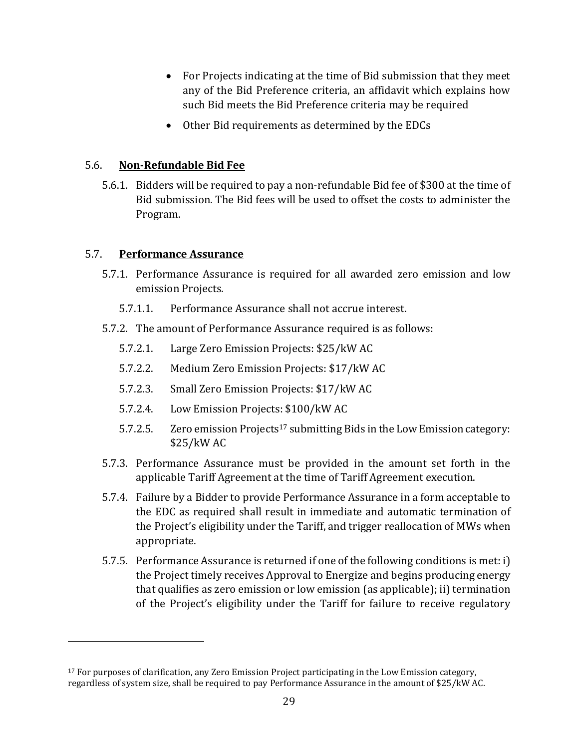- For Projects indicating at the time of Bid submission that they meet any of the Bid Preference criteria, an affidavit which explains how such Bid meets the Bid Preference criteria may be required
- Other Bid requirements as determined by the EDCs

### 5.6. **Non-Refundable Bid Fee**

5.6.1. Bidders will be required to pay a non-refundable Bid fee of $300 at the time of Bid submission. The Bid fees will be used to offset the costs to administer the Program.

### 5.7. **Performance Assurance**

5.7.1. Performance Assurance is required for all awarded zero emission and low emission Projects.

5.7.1.1. Performance Assurance shall not accrue interest.

5.7.2. The amount of Performance Assurance required is as follows:

5.7.2.1. Large Zero Emission Projects: $25/kW AC

5.7.2.2. Medium Zero Emission Projects: $17/kW AC

5.7.2.3. Small Zero Emission Projects: $17/kW AC

5.7.2.4. Low Emission Projects: $100/kW AC

5.7.2.5. Zero emission Projects[17] submitting Bids in the Low Emission category: $25/kW AC

5.7.3. Performance Assurance must be provided in the amount set forth in the applicable Tariff Agreement at the time of Tariff Agreement execution.

5.7.4. Failure by a Bidder to provide Performance Assurance in a form acceptable to the EDC as required shall result in immediate and automatic termination of the Project's eligibility under the Tariff, and trigger reallocation of MWs when appropriate.

5.7.5. Performance Assurance is returned if one of the following conditions is met: i) the Project timely receives Approval to Energize and begins producing energy that qualifies as zero emission or low emission (as applicable); ii) termination of the Project's eligibility under the Tariff for failure to receive regulatory

---

[17] For purposes of clarification, any Zero Emission Project participating in the Low Emission category, regardless of system size, shall be required to pay Performance Assurance in the amount of $25/kW AC.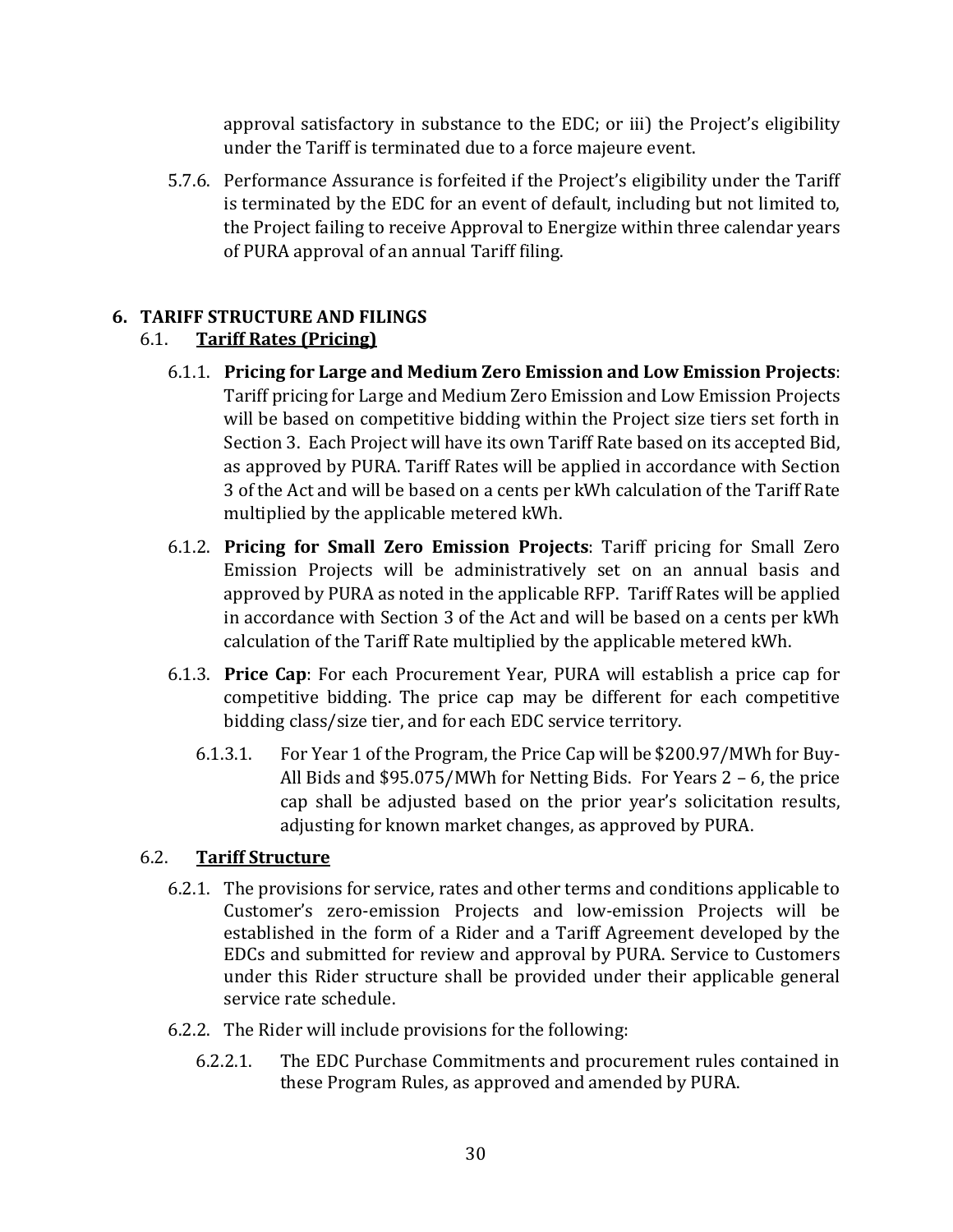approval satisfactory in substance to the EDC; or iii) the Project's eligibility under the Tariff is terminated due to a force majeure event.

5.7.6. Performance Assurance is forfeited if the Project's eligibility under the Tariff is terminated by the EDC for an event of default, including but not limited to, the Project failing to receive Approval to Energize within three calendar years of PURA approval of an annual Tariff filing.

## 6. TARIFF STRUCTURE AND FILINGS

### 6.1. Tariff Rates (Pricing)

6.1.1. **Pricing for Large and Medium Zero Emission and Low Emission Projects**: Tariff pricing for Large and Medium Zero Emission and Low Emission Projects will be based on competitive bidding within the Project size tiers set forth in Section 3. Each Project will have its own Tariff Rate based on its accepted Bid, as approved by PURA. Tariff Rates will be applied in accordance with Section 3 of the Act and will be based on a cents per kWh calculation of the Tariff Rate multiplied by the applicable metered kWh.

6.1.2. **Pricing for Small Zero Emission Projects**: Tariff pricing for Small Zero Emission Projects will be administratively set on an annual basis and approved by PURA as noted in the applicable RFP. Tariff Rates will be applied in accordance with Section 3 of the Act and will be based on a cents per kWh calculation of the Tariff Rate multiplied by the applicable metered kWh.

6.1.3. **Price Cap**: For each Procurement Year, PURA will establish a price cap for competitive bidding. The price cap may be different for each competitive bidding class/size tier, and for each EDC service territory.

6.1.3.1. For Year 1 of the Program, the Price Cap will be $200.97/MWh for Buy-All Bids and $95.075/MWh for Netting Bids. For Years 2 – 6, the price cap shall be adjusted based on the prior year's solicitation results, adjusting for known market changes, as approved by PURA.

### 6.2. Tariff Structure

6.2.1. The provisions for service, rates and other terms and conditions applicable to Customer's zero-emission Projects and low-emission Projects will be established in the form of a Rider and a Tariff Agreement developed by the EDCs and submitted for review and approval by PURA. Service to Customers under this Rider structure shall be provided under their applicable general service rate schedule.

6.2.2. The Rider will include provisions for the following:

6.2.2.1. The EDC Purchase Commitments and procurement rules contained in these Program Rules, as approved and amended by PURA.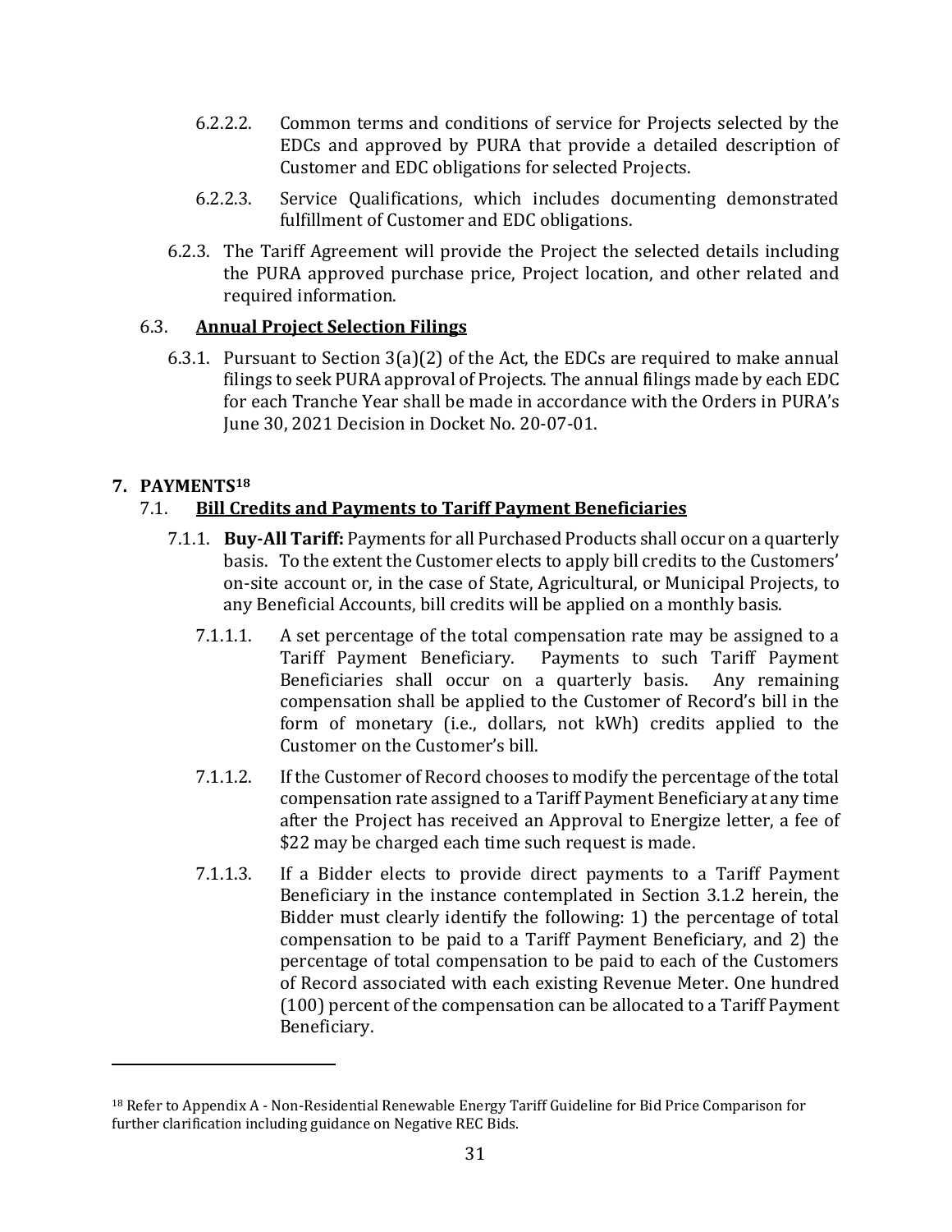6.2.2.2. Common terms and conditions of service for Projects selected by the EDCs and approved by PURA that provide a detailed description of Customer and EDC obligations for selected Projects.

6.2.2.3. Service Qualifications, which includes documenting demonstrated fulfillment of Customer and EDC obligations.

6.2.3. The Tariff Agreement will provide the Project the selected details including the PURA approved purchase price, Project location, and other related and required information.

### 6.3. **Annual Project Selection Filings**

6.3.1. Pursuant to Section 3(a)(2) of the Act, the EDCs are required to make annual filings to seek PURA approval of Projects. The annual filings made by each EDC for each Tranche Year shall be made in accordance with the Orders in PURA's June 30, 2021 Decision in Docket No. 20-07-01.

## 7. PAYMENTS[18]

### 7.1. **Bill Credits and Payments to Tariff Payment Beneficiaries**

7.1.1. **Buy-All Tariff:** Payments for all Purchased Products shall occur on a quarterly basis. To the extent the Customer elects to apply bill credits to the Customers' on-site account or, in the case of State, Agricultural, or Municipal Projects, to any Beneficial Accounts, bill credits will be applied on a monthly basis.

7.1.1.1. A set percentage of the total compensation rate may be assigned to a Tariff Payment Beneficiary. Payments to such Tariff Payment Beneficiaries shall occur on a quarterly basis. Any remaining compensation shall be applied to the Customer of Record's bill in the form of monetary (i.e., dollars, not kWh) credits applied to the Customer on the Customer's bill.

7.1.1.2. If the Customer of Record chooses to modify the percentage of the total compensation rate assigned to a Tariff Payment Beneficiary at any time after the Project has received an Approval to Energize letter, a fee of $22 may be charged each time such request is made.

7.1.1.3. If a Bidder elects to provide direct payments to a Tariff Payment Beneficiary in the instance contemplated in Section 3.1.2 herein, the Bidder must clearly identify the following: 1) the percentage of total compensation to be paid to a Tariff Payment Beneficiary, and 2) the percentage of total compensation to be paid to each of the Customers of Record associated with each existing Revenue Meter. One hundred (100) percent of the compensation can be allocated to a Tariff Payment Beneficiary.

---

[18] Refer to Appendix A - Non-Residential Renewable Energy Tariff Guideline for Bid Price Comparison for further clarification including guidance on Negative REC Bids.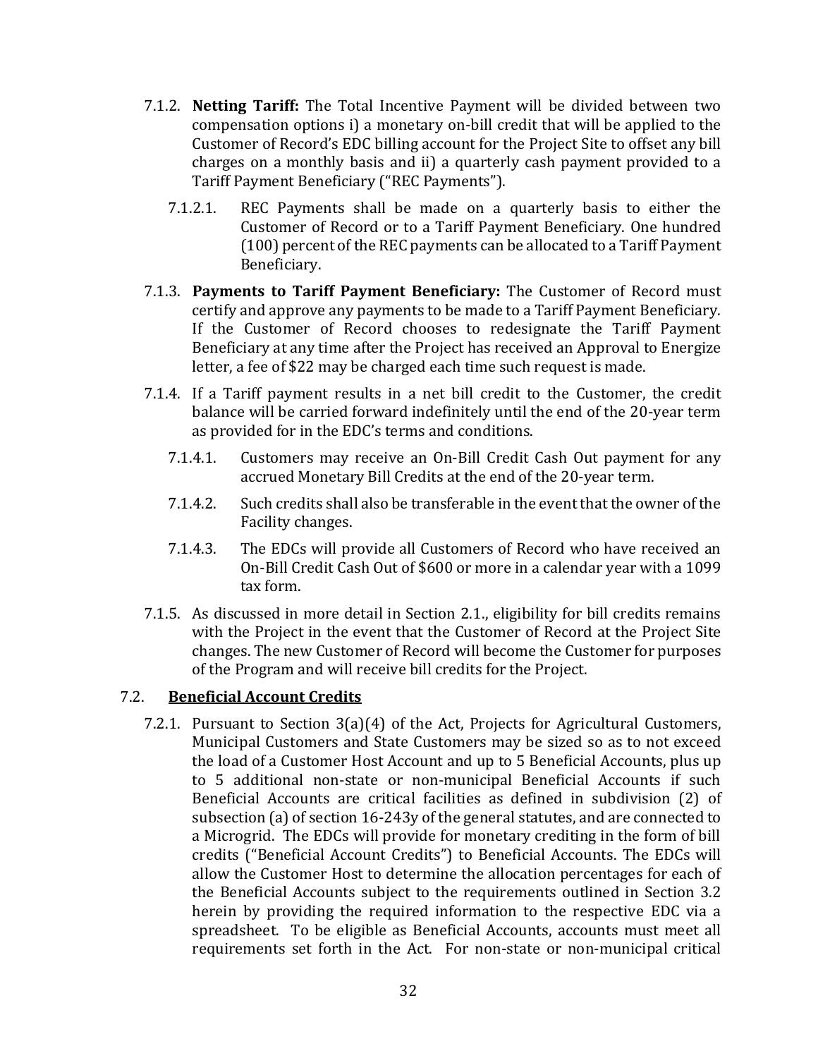7.1.2. **Netting Tariff:** The Total Incentive Payment will be divided between two compensation options i) a monetary on-bill credit that will be applied to the Customer of Record's EDC billing account for the Project Site to offset any bill charges on a monthly basis and ii) a quarterly cash payment provided to a Tariff Payment Beneficiary ("REC Payments").

7.1.2.1. REC Payments shall be made on a quarterly basis to either the Customer of Record or to a Tariff Payment Beneficiary. One hundred (100) percent of the REC payments can be allocated to a Tariff Payment Beneficiary.

7.1.3. **Payments to Tariff Payment Beneficiary:** The Customer of Record must certify and approve any payments to be made to a Tariff Payment Beneficiary. If the Customer of Record chooses to redesignate the Tariff Payment Beneficiary at any time after the Project has received an Approval to Energize letter, a fee of $22 may be charged each time such request is made.

7.1.4. If a Tariff payment results in a net bill credit to the Customer, the credit balance will be carried forward indefinitely until the end of the 20-year term as provided for in the EDC's terms and conditions.

7.1.4.1. Customers may receive an On-Bill Credit Cash Out payment for any accrued Monetary Bill Credits at the end of the 20-year term.

7.1.4.2. Such credits shall also be transferable in the event that the owner of the Facility changes.

7.1.4.3. The EDCs will provide all Customers of Record who have received an On-Bill Credit Cash Out of $600 or more in a calendar year with a 1099 tax form.

7.1.5. As discussed in more detail in Section 2.1., eligibility for bill credits remains with the Project in the event that the Customer of Record at the Project Site changes. The new Customer of Record will become the Customer for purposes of the Program and will receive bill credits for the Project.

## 7.2. Beneficial Account Credits

7.2.1. Pursuant to Section 3(a)(4) of the Act, Projects for Agricultural Customers, Municipal Customers and State Customers may be sized so as to not exceed the load of a Customer Host Account and up to 5 Beneficial Accounts, plus up to 5 additional non-state or non-municipal Beneficial Accounts if such Beneficial Accounts are critical facilities as defined in subdivision (2) of subsection (a) of section 16-243y of the general statutes, and are connected to a Microgrid. The EDCs will provide for monetary crediting in the form of bill credits ("Beneficial Account Credits") to Beneficial Accounts. The EDCs will allow the Customer Host to determine the allocation percentages for each of the Beneficial Accounts subject to the requirements outlined in Section 3.2 herein by providing the required information to the respective EDC via a spreadsheet. To be eligible as Beneficial Accounts, accounts must meet all requirements set forth in the Act. For non-state or non-municipal critical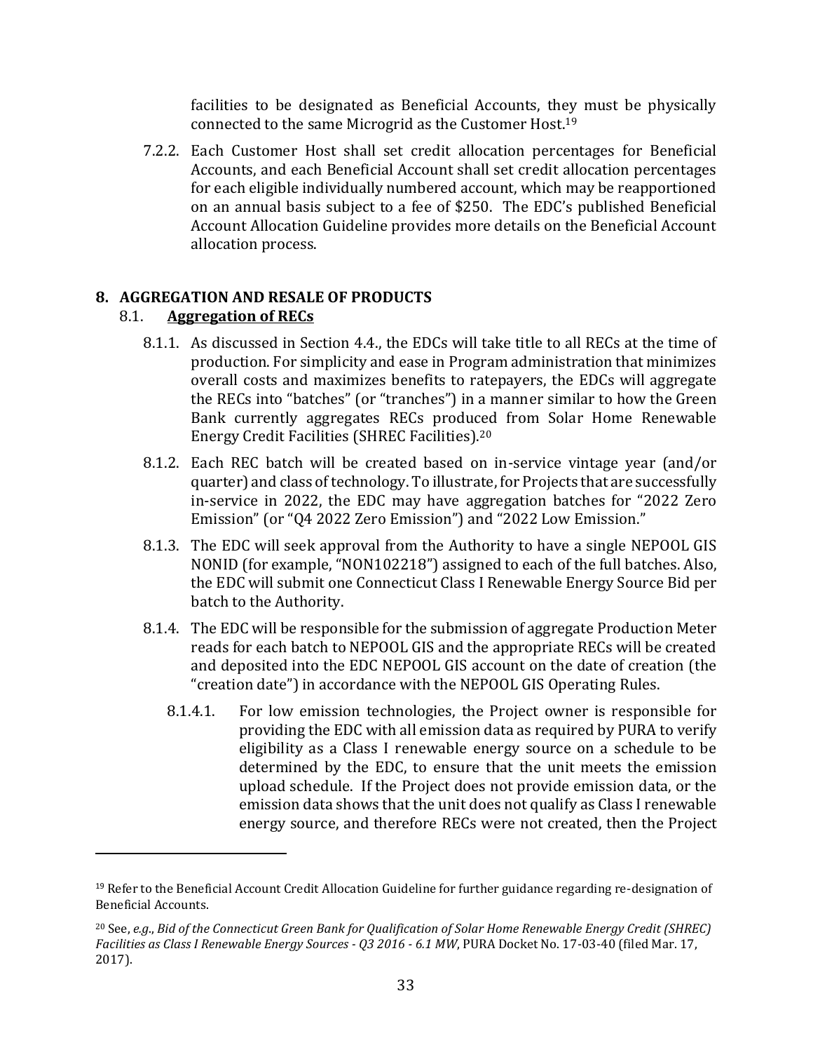facilities to be designated as Beneficial Accounts, they must be physically connected to the same Microgrid as the Customer Host.[19]

7.2.2. Each Customer Host shall set credit allocation percentages for Beneficial Accounts, and each Beneficial Account shall set credit allocation percentages for each eligible individually numbered account, which may be reapportioned on an annual basis subject to a fee of $250. The EDC's published Beneficial Account Allocation Guideline provides more details on the Beneficial Account allocation process.

## 8. AGGREGATION AND RESALE OF PRODUCTS

### 8.1. <u>Aggregation of RECs</u>

8.1.1. As discussed in Section 4.4., the EDCs will take title to all RECs at the time of production. For simplicity and ease in Program administration that minimizes overall costs and maximizes benefits to ratepayers, the EDCs will aggregate the RECs into "batches" (or "tranches") in a manner similar to how the Green Bank currently aggregates RECs produced from Solar Home Renewable Energy Credit Facilities (SHREC Facilities).[20]

8.1.2. Each REC batch will be created based on in-service vintage year (and/or quarter) and class of technology. To illustrate, for Projects that are successfully in-service in 2022, the EDC may have aggregation batches for "2022 Zero Emission" (or "Q4 2022 Zero Emission") and "2022 Low Emission."

8.1.3. The EDC will seek approval from the Authority to have a single NEPOOL GIS NONID (for example, "NON102218") assigned to each of the full batches. Also, the EDC will submit one Connecticut Class I Renewable Energy Source Bid per batch to the Authority.

8.1.4. The EDC will be responsible for the submission of aggregate Production Meter reads for each batch to NEPOOL GIS and the appropriate RECs will be created and deposited into the EDC NEPOOL GIS account on the date of creation (the "creation date") in accordance with the NEPOOL GIS Operating Rules.

8.1.4.1. For low emission technologies, the Project owner is responsible for providing the EDC with all emission data as required by PURA to verify eligibility as a Class I renewable energy source on a schedule to be determined by the EDC, to ensure that the unit meets the emission upload schedule. If the Project does not provide emission data, or the emission data shows that the unit does not qualify as Class I renewable energy source, and therefore RECs were not created, then the Project

---

[19] Refer to the Beneficial Account Credit Allocation Guideline for further guidance regarding re-designation of Beneficial Accounts.

[20] See, *e.g.*, *Bid of the Connecticut Green Bank for Qualification of Solar Home Renewable Energy Credit (SHREC) Facilities as Class I Renewable Energy Sources - Q3 2016 - 6.1 MW*, PURA Docket No. 17-03-40 (filed Mar. 17, 2017).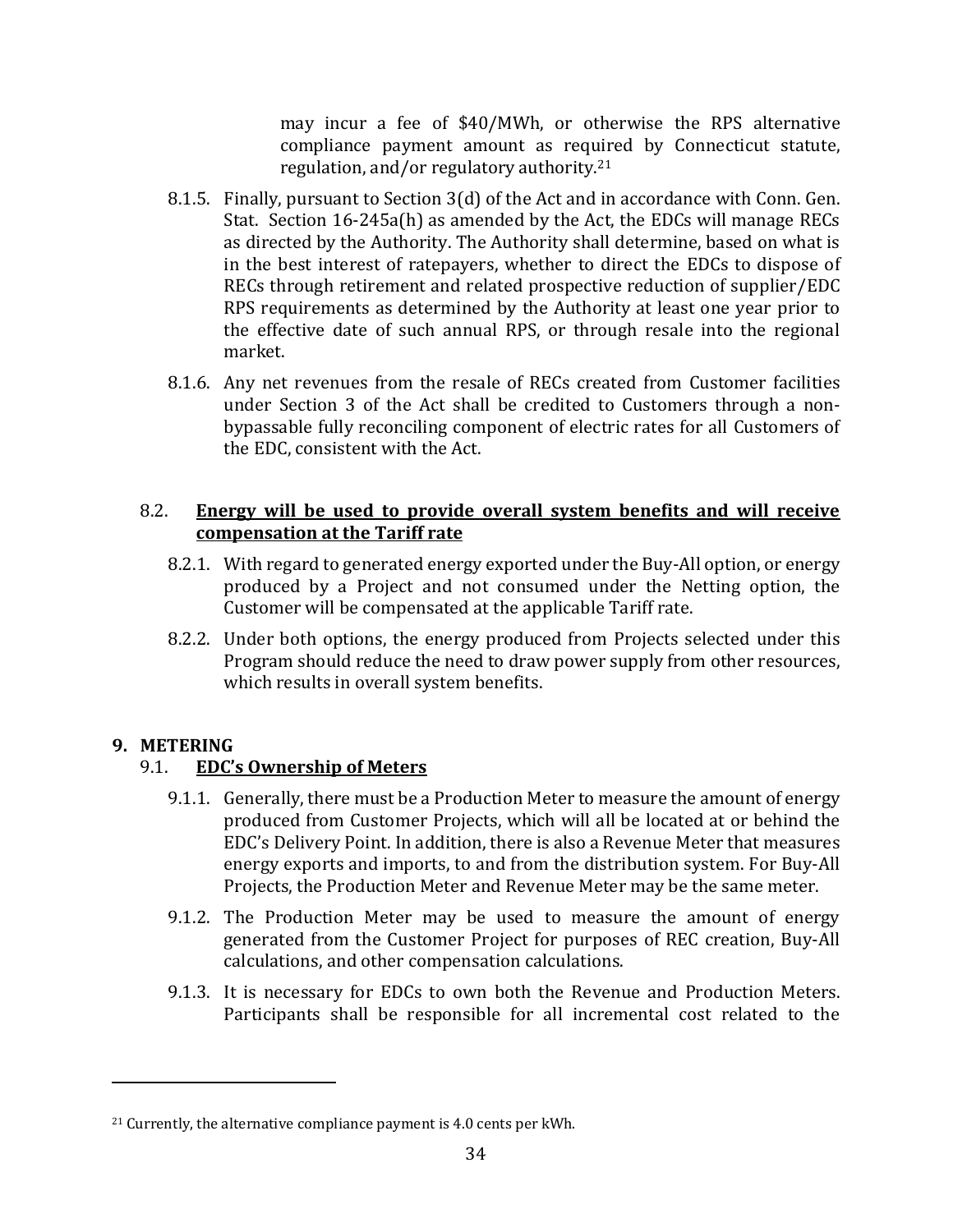may incur a fee of $40/MWh, or otherwise the RPS alternative compliance payment amount as required by Connecticut statute, regulation, and/or regulatory authority.[21]

8.1.5. Finally, pursuant to Section 3(d) of the Act and in accordance with Conn. Gen. Stat. Section 16-245a(h) as amended by the Act, the EDCs will manage RECs as directed by the Authority. The Authority shall determine, based on what is in the best interest of ratepayers, whether to direct the EDCs to dispose of RECs through retirement and related prospective reduction of supplier/EDC RPS requirements as determined by the Authority at least one year prior to the effective date of such annual RPS, or through resale into the regional market.

8.1.6. Any net revenues from the resale of RECs created from Customer facilities under Section 3 of the Act shall be credited to Customers through a non-bypassable fully reconciling component of electric rates for all Customers of the EDC, consistent with the Act.

8.2. **<u>Energy will be used to provide overall system benefits and will receive compensation at the Tariff rate</u>**

8.2.1. With regard to generated energy exported under the Buy-All option, or energy produced by a Project and not consumed under the Netting option, the Customer will be compensated at the applicable Tariff rate.

8.2.2. Under both options, the energy produced from Projects selected under this Program should reduce the need to draw power supply from other resources, which results in overall system benefits.

## 9. METERING

9.1. **<u>EDC's Ownership of Meters</u>**

9.1.1. Generally, there must be a Production Meter to measure the amount of energy produced from Customer Projects, which will all be located at or behind the EDC's Delivery Point. In addition, there is also a Revenue Meter that measures energy exports and imports, to and from the distribution system. For Buy-All Projects, the Production Meter and Revenue Meter may be the same meter.

9.1.2. The Production Meter may be used to measure the amount of energy generated from the Customer Project for purposes of REC creation, Buy-All calculations, and other compensation calculations.

9.1.3. It is necessary for EDCs to own both the Revenue and Production Meters. Participants shall be responsible for all incremental cost related to the

---

[21] Currently, the alternative compliance payment is 4.0 cents per kWh.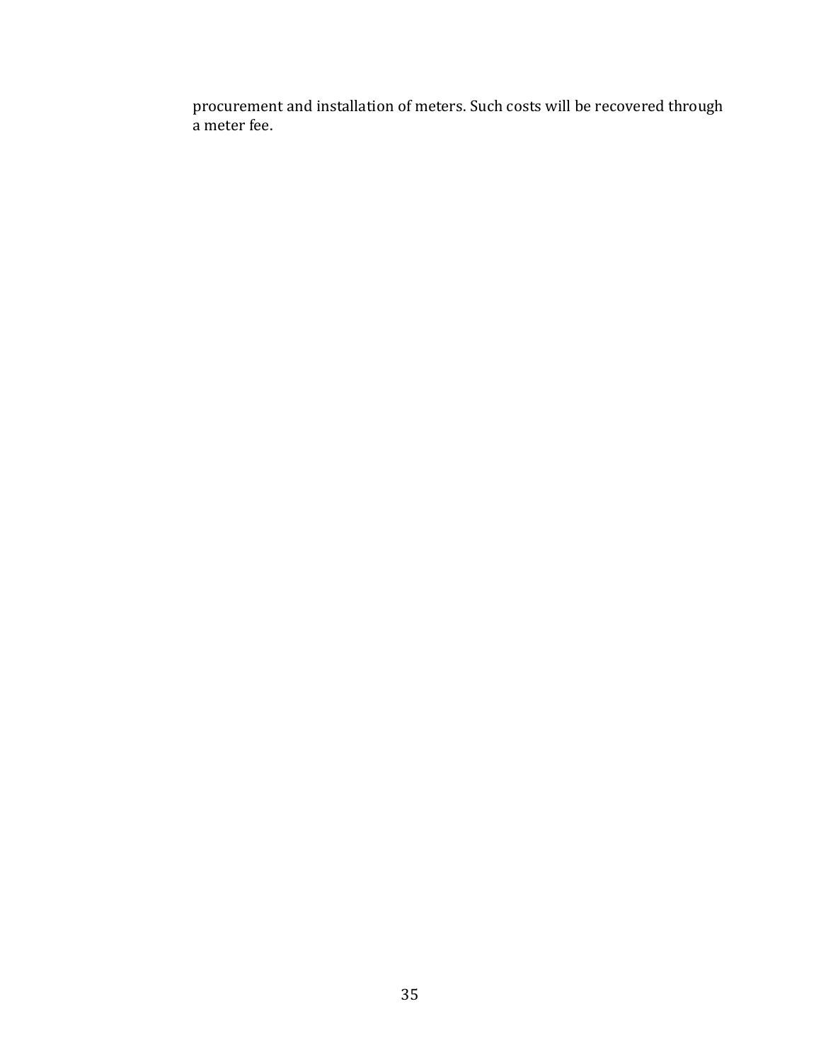procurement and installation of meters. Such costs will be recovered through a meter fee.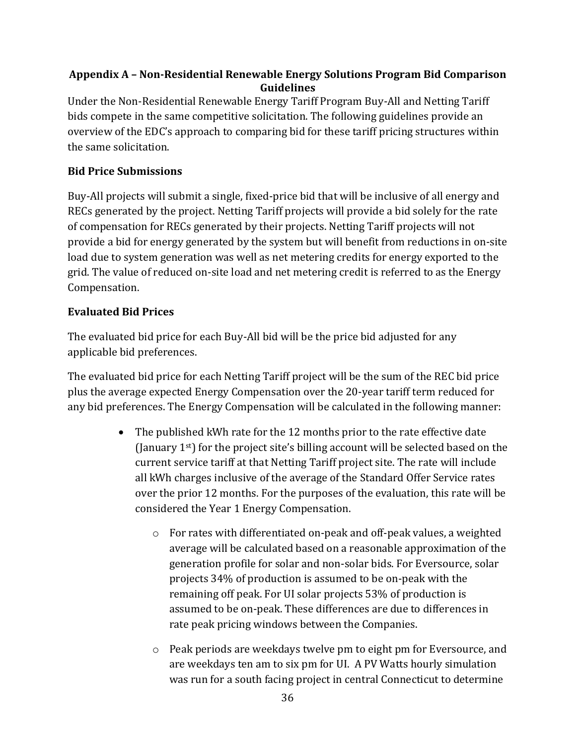## Appendix A – Non-Residential Renewable Energy Solutions Program Bid Comparison Guidelines

Under the Non-Residential Renewable Energy Tariff Program Buy-All and Netting Tariff bids compete in the same competitive solicitation. The following guidelines provide an overview of the EDC's approach to comparing bid for these tariff pricing structures within the same solicitation.

### Bid Price Submissions

Buy-All projects will submit a single, fixed-price bid that will be inclusive of all energy and RECs generated by the project. Netting Tariff projects will provide a bid solely for the rate of compensation for RECs generated by their projects. Netting Tariff projects will not provide a bid for energy generated by the system but will benefit from reductions in on-site load due to system generation was well as net metering credits for energy exported to the grid. The value of reduced on-site load and net metering credit is referred to as the Energy Compensation.

### Evaluated Bid Prices

The evaluated bid price for each Buy-All bid will be the price bid adjusted for any applicable bid preferences.

The evaluated bid price for each Netting Tariff project will be the sum of the REC bid price plus the average expected Energy Compensation over the 20-year tariff term reduced for any bid preferences. The Energy Compensation will be calculated in the following manner:

- The published kWh rate for the 12 months prior to the rate effective date (January 1st) for the project site's billing account will be selected based on the current service tariff at that Netting Tariff project site. The rate will include all kWh charges inclusive of the average of the Standard Offer Service rates over the prior 12 months. For the purposes of the evaluation, this rate will be considered the Year 1 Energy Compensation.
  - For rates with differentiated on-peak and off-peak values, a weighted average will be calculated based on a reasonable approximation of the generation profile for solar and non-solar bids. For Eversource, solar projects 34% of production is assumed to be on-peak with the remaining off peak. For UI solar projects 53% of production is assumed to be on-peak. These differences are due to differences in rate peak pricing windows between the Companies.
  - Peak periods are weekdays twelve pm to eight pm for Eversource, and are weekdays ten am to six pm for UI. A PV Watts hourly simulation was run for a south facing project in central Connecticut to determine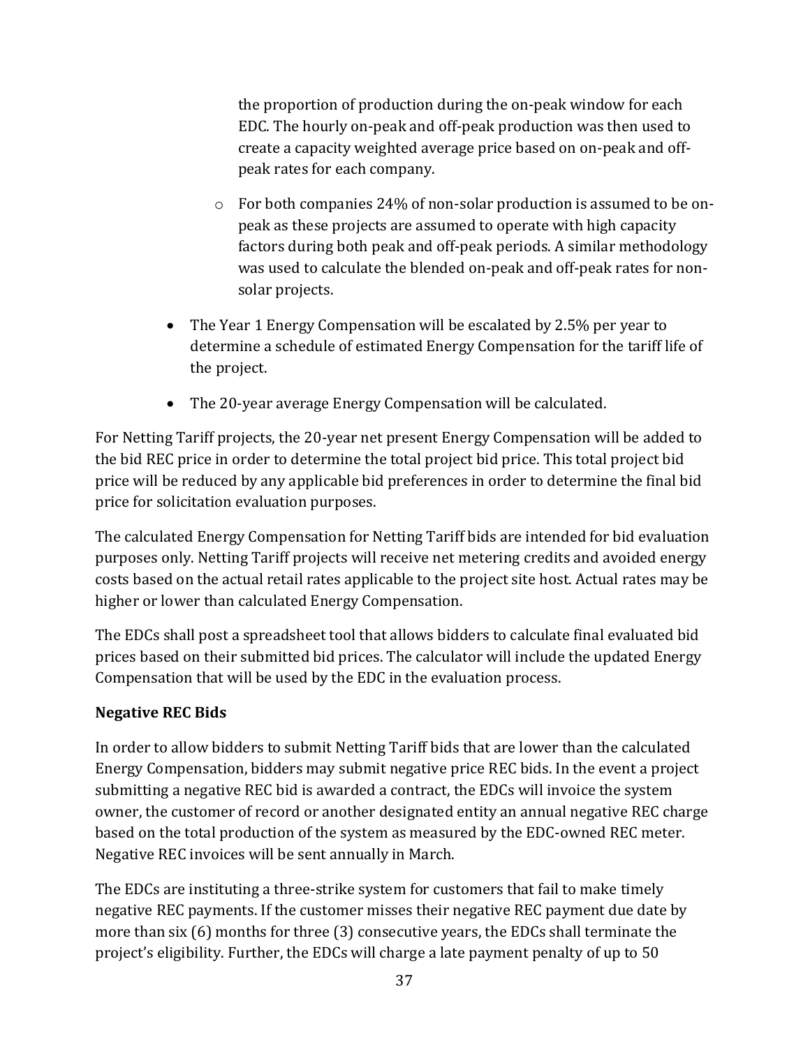the proportion of production during the on-peak window for each EDC. The hourly on-peak and off-peak production was then used to create a capacity weighted average price based on on-peak and off-peak rates for each company.

  - For both companies 24% of non-solar production is assumed to be on-peak as these projects are assumed to operate with high capacity factors during both peak and off-peak periods. A similar methodology was used to calculate the blended on-peak and off-peak rates for non-solar projects.

- The Year 1 Energy Compensation will be escalated by 2.5% per year to determine a schedule of estimated Energy Compensation for the tariff life of the project.
- The 20-year average Energy Compensation will be calculated.

For Netting Tariff projects, the 20-year net present Energy Compensation will be added to the bid REC price in order to determine the total project bid price. This total project bid price will be reduced by any applicable bid preferences in order to determine the final bid price for solicitation evaluation purposes.

The calculated Energy Compensation for Netting Tariff bids are intended for bid evaluation purposes only. Netting Tariff projects will receive net metering credits and avoided energy costs based on the actual retail rates applicable to the project site host. Actual rates may be higher or lower than calculated Energy Compensation.

The EDCs shall post a spreadsheet tool that allows bidders to calculate final evaluated bid prices based on their submitted bid prices. The calculator will include the updated Energy Compensation that will be used by the EDC in the evaluation process.

**Negative REC Bids**

In order to allow bidders to submit Netting Tariff bids that are lower than the calculated Energy Compensation, bidders may submit negative price REC bids. In the event a project submitting a negative REC bid is awarded a contract, the EDCs will invoice the system owner, the customer of record or another designated entity an annual negative REC charge based on the total production of the system as measured by the EDC-owned REC meter. Negative REC invoices will be sent annually in March.

The EDCs are instituting a three-strike system for customers that fail to make timely negative REC payments. If the customer misses their negative REC payment due date by more than six (6) months for three (3) consecutive years, the EDCs shall terminate the project's eligibility. Further, the EDCs will charge a late payment penalty of up to 50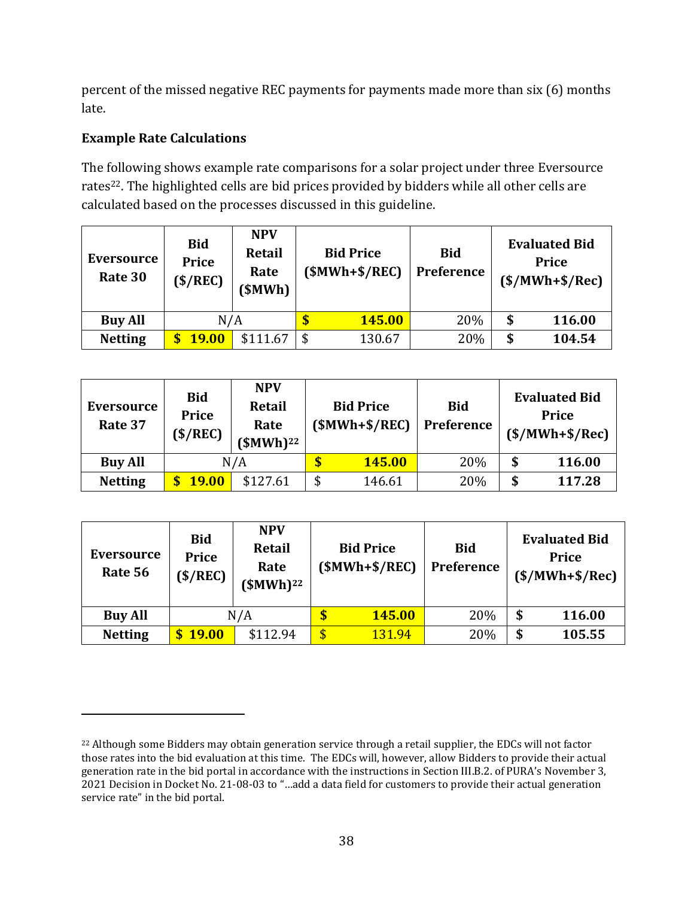percent of the missed negative REC payments for payments made more than six (6) months late.

**Example Rate Calculations**

The following shows example rate comparisons for a solar project under three Eversource rates[22]. The highlighted cells are bid prices provided by bidders while all other cells are calculated based on the processes discussed in this guideline.

| Eversource Rate 30 | Bid Price ($/REC) | NPV Retail Rate ($MWh) | Bid Price ($MWh+$/REC) | Bid Preference | Evaluated Bid Price ($/MWh+$/Rec) |
|---|---|---|---|---|---|
| **Buy All** | N/A | | **$ 145.00** | 20% | **$ 116.00** |
| **Netting** | **$ 19.00** | $111.67 | $ 130.67 | 20% | **$ 104.54** |

| Eversource Rate 37 | Bid Price ($/REC) | NPV Retail Rate ($MWh)[22] | Bid Price ($MWh+$/REC) | Bid Preference | Evaluated Bid Price ($/MWh+$/Rec) |
|---|---|---|---|---|---|
| **Buy All** | N/A | | **$ 145.00** | 20% | **$ 116.00** |
| **Netting** | **$ 19.00** | $127.61 | $ 146.61 | 20% | **$ 117.28** |

| Eversource Rate 56 | Bid Price ($/REC) | NPV Retail Rate ($MWh)[22] | Bid Price ($MWh+$/REC) | Bid Preference | Evaluated Bid Price ($/MWh+$/Rec) |
|---|---|---|---|---|---|
| **Buy All** | N/A | | **$ 145.00** | 20% | **$ 116.00** |
| **Netting** | **$ 19.00** | $112.94 | $ 131.94 | 20% | **$ 105.55** |

[22] Although some Bidders may obtain generation service through a retail supplier, the EDCs will not factor those rates into the bid evaluation at this time. The EDCs will, however, allow Bidders to provide their actual generation rate in the bid portal in accordance with the instructions in Section III.B.2. of PURA's November 3, 2021 Decision in Docket No. 21-08-03 to "…add a data field for customers to provide their actual generation service rate" in the bid portal.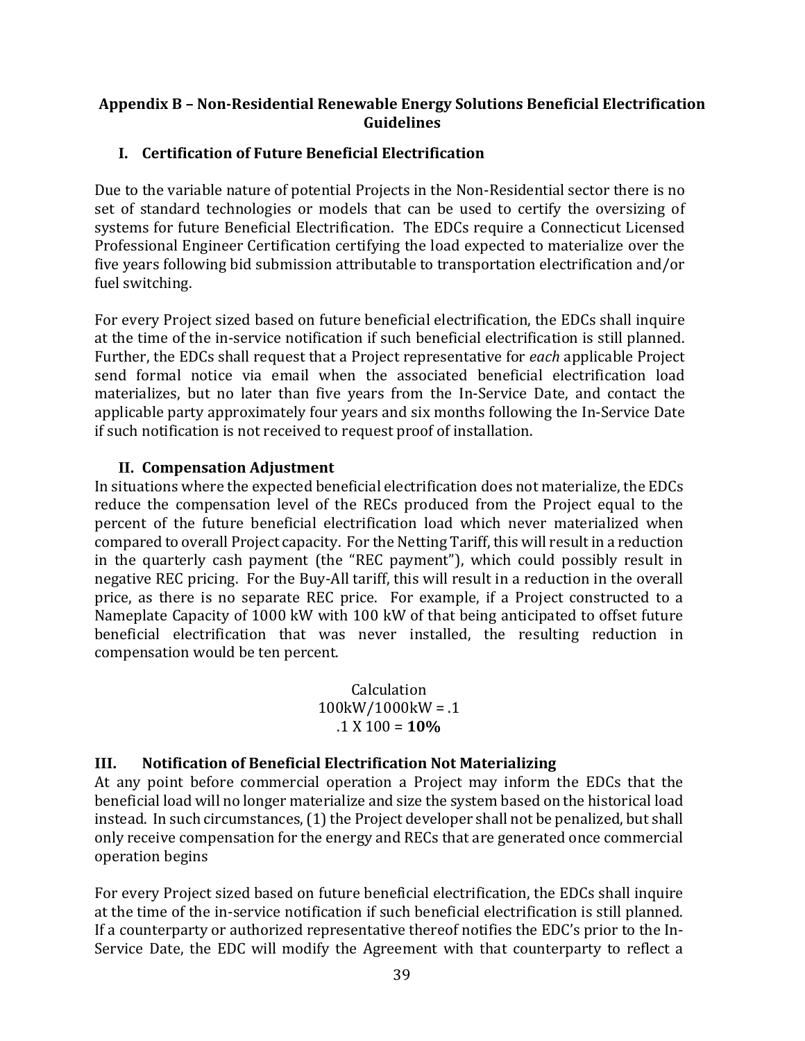## Appendix B – Non-Residential Renewable Energy Solutions Beneficial Electrification Guidelines

### I. Certification of Future Beneficial Electrification

Due to the variable nature of potential Projects in the Non-Residential sector there is no set of standard technologies or models that can be used to certify the oversizing of systems for future Beneficial Electrification. The EDCs require a Connecticut Licensed Professional Engineer Certification certifying the load expected to materialize over the five years following bid submission attributable to transportation electrification and/or fuel switching.

For every Project sized based on future beneficial electrification, the EDCs shall inquire at the time of the in-service notification if such beneficial electrification is still planned. Further, the EDCs shall request that a Project representative for *each* applicable Project send formal notice via email when the associated beneficial electrification load materializes, but no later than five years from the In-Service Date, and contact the applicable party approximately four years and six months following the In-Service Date if such notification is not received to request proof of installation.

### II. Compensation Adjustment

In situations where the expected beneficial electrification does not materialize, the EDCs reduce the compensation level of the RECs produced from the Project equal to the percent of the future beneficial electrification load which never materialized when compared to overall Project capacity. For the Netting Tariff, this will result in a reduction in the quarterly cash payment (the "REC payment"), which could possibly result in negative REC pricing. For the Buy-All tariff, this will result in a reduction in the overall price, as there is no separate REC price. For example, if a Project constructed to a Nameplate Capacity of 1000 kW with 100 kW of that being anticipated to offset future beneficial electrification that was never installed, the resulting reduction in compensation would be ten percent.

Calculation
100kW/1000kW = .1
.1 X 100 = **10%**

### III. Notification of Beneficial Electrification Not Materializing

At any point before commercial operation a Project may inform the EDCs that the beneficial load will no longer materialize and size the system based on the historical load instead. In such circumstances, (1) the Project developer shall not be penalized, but shall only receive compensation for the energy and RECs that are generated once commercial operation begins

For every Project sized based on future beneficial electrification, the EDCs shall inquire at the time of the in-service notification if such beneficial electrification is still planned. If a counterparty or authorized representative thereof notifies the EDC's prior to the In-Service Date, the EDC will modify the Agreement with that counterparty to reflect a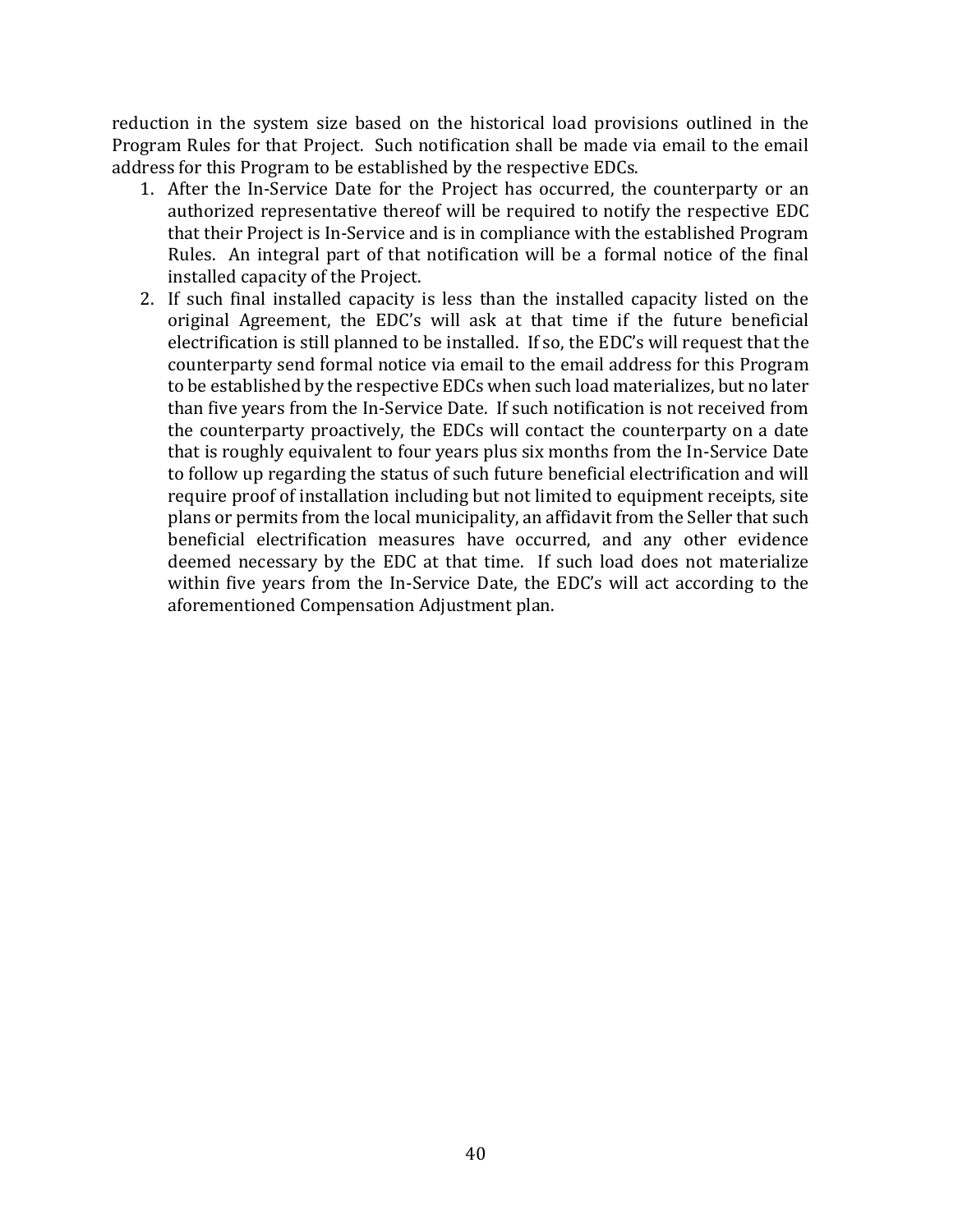reduction in the system size based on the historical load provisions outlined in the Program Rules for that Project. Such notification shall be made via email to the email address for this Program to be established by the respective EDCs.

1. After the In-Service Date for the Project has occurred, the counterparty or an authorized representative thereof will be required to notify the respective EDC that their Project is In-Service and is in compliance with the established Program Rules. An integral part of that notification will be a formal notice of the final installed capacity of the Project.
2. If such final installed capacity is less than the installed capacity listed on the original Agreement, the EDC's will ask at that time if the future beneficial electrification is still planned to be installed. If so, the EDC's will request that the counterparty send formal notice via email to the email address for this Program to be established by the respective EDCs when such load materializes, but no later than five years from the In-Service Date. If such notification is not received from the counterparty proactively, the EDCs will contact the counterparty on a date that is roughly equivalent to four years plus six months from the In-Service Date to follow up regarding the status of such future beneficial electrification and will require proof of installation including but not limited to equipment receipts, site plans or permits from the local municipality, an affidavit from the Seller that such beneficial electrification measures have occurred, and any other evidence deemed necessary by the EDC at that time. If such load does not materialize within five years from the In-Service Date, the EDC's will act according to the aforementioned Compensation Adjustment plan.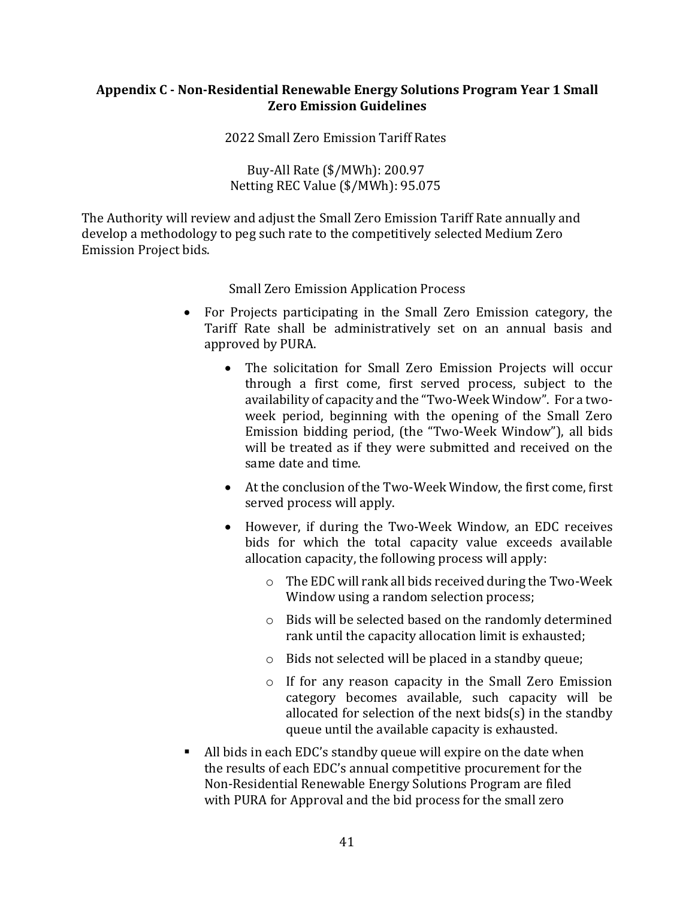## Appendix C - Non-Residential Renewable Energy Solutions Program Year 1 Small Zero Emission Guidelines

2022 Small Zero Emission Tariff Rates

Buy-All Rate ($/MWh): 200.97
Netting REC Value ($/MWh): 95.075

The Authority will review and adjust the Small Zero Emission Tariff Rate annually and develop a methodology to peg such rate to the competitively selected Medium Zero Emission Project bids.

Small Zero Emission Application Process

- For Projects participating in the Small Zero Emission category, the Tariff Rate shall be administratively set on an annual basis and approved by PURA.
  - The solicitation for Small Zero Emission Projects will occur through a first come, first served process, subject to the availability of capacity and the "Two-Week Window". For a two-week period, beginning with the opening of the Small Zero Emission bidding period, (the "Two-Week Window"), all bids will be treated as if they were submitted and received on the same date and time.
  - At the conclusion of the Two-Week Window, the first come, first served process will apply.
  - However, if during the Two-Week Window, an EDC receives bids for which the total capacity value exceeds available allocation capacity, the following process will apply:
    - The EDC will rank all bids received during the Two-Week Window using a random selection process;
    - Bids will be selected based on the randomly determined rank until the capacity allocation limit is exhausted;
    - Bids not selected will be placed in a standby queue;
    - If for any reason capacity in the Small Zero Emission category becomes available, such capacity will be allocated for selection of the next bids(s) in the standby queue until the available capacity is exhausted.
- All bids in each EDC's standby queue will expire on the date when the results of each EDC's annual competitive procurement for the Non-Residential Renewable Energy Solutions Program are filed with PURA for Approval and the bid process for the small zero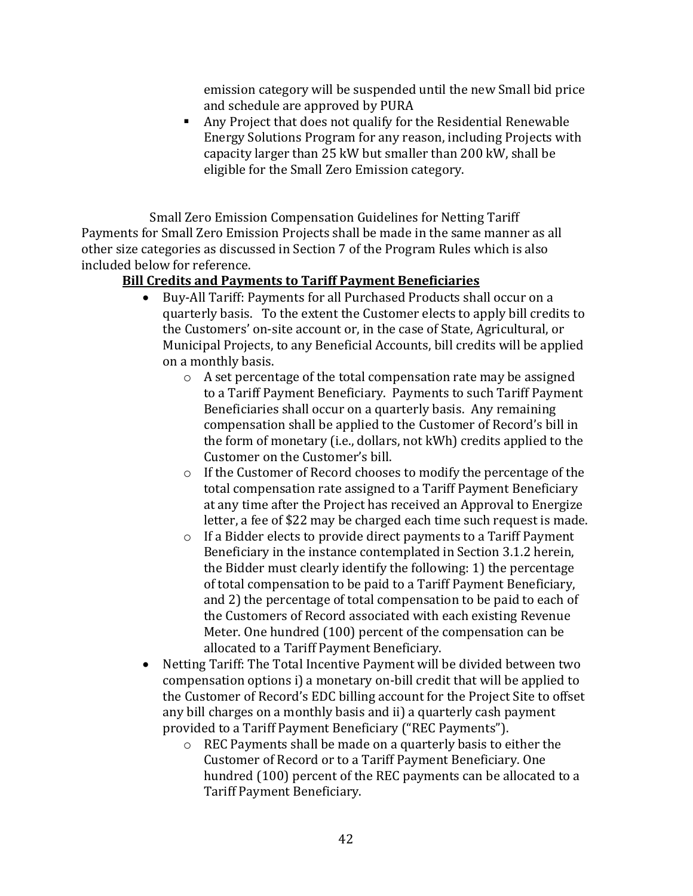emission category will be suspended until the new Small bid price and schedule are approved by PURA

- Any Project that does not qualify for the Residential Renewable Energy Solutions Program for any reason, including Projects with capacity larger than 25 kW but smaller than 200 kW, shall be eligible for the Small Zero Emission category.

Small Zero Emission Compensation Guidelines for Netting Tariff Payments for Small Zero Emission Projects shall be made in the same manner as all other size categories as discussed in Section 7 of the Program Rules which is also included below for reference.

**Bill Credits and Payments to Tariff Payment Beneficiaries**

- Buy-All Tariff: Payments for all Purchased Products shall occur on a quarterly basis. To the extent the Customer elects to apply bill credits to the Customers' on-site account or, in the case of State, Agricultural, or Municipal Projects, to any Beneficial Accounts, bill credits will be applied on a monthly basis.
  - A set percentage of the total compensation rate may be assigned to a Tariff Payment Beneficiary. Payments to such Tariff Payment Beneficiaries shall occur on a quarterly basis. Any remaining compensation shall be applied to the Customer of Record's bill in the form of monetary (i.e., dollars, not kWh) credits applied to the Customer on the Customer's bill.
  - If the Customer of Record chooses to modify the percentage of the total compensation rate assigned to a Tariff Payment Beneficiary at any time after the Project has received an Approval to Energize letter, a fee of $22 may be charged each time such request is made.
  - If a Bidder elects to provide direct payments to a Tariff Payment Beneficiary in the instance contemplated in Section 3.1.2 herein, the Bidder must clearly identify the following: 1) the percentage of total compensation to be paid to a Tariff Payment Beneficiary, and 2) the percentage of total compensation to be paid to each of the Customers of Record associated with each existing Revenue Meter. One hundred (100) percent of the compensation can be allocated to a Tariff Payment Beneficiary.
- Netting Tariff: The Total Incentive Payment will be divided between two compensation options i) a monetary on-bill credit that will be applied to the Customer of Record's EDC billing account for the Project Site to offset any bill charges on a monthly basis and ii) a quarterly cash payment provided to a Tariff Payment Beneficiary ("REC Payments").
  - REC Payments shall be made on a quarterly basis to either the Customer of Record or to a Tariff Payment Beneficiary. One hundred (100) percent of the REC payments can be allocated to a Tariff Payment Beneficiary.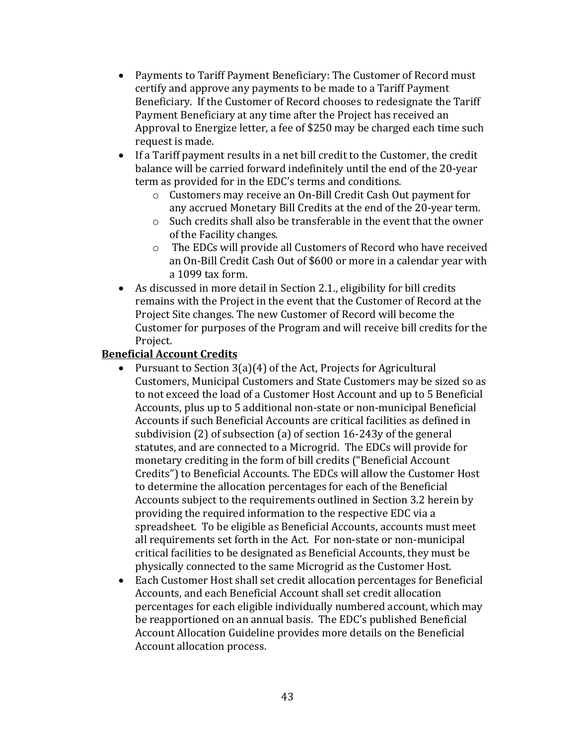- Payments to Tariff Payment Beneficiary: The Customer of Record must certify and approve any payments to be made to a Tariff Payment Beneficiary. If the Customer of Record chooses to redesignate the Tariff Payment Beneficiary at any time after the Project has received an Approval to Energize letter, a fee of $250 may be charged each time such request is made.
- If a Tariff payment results in a net bill credit to the Customer, the credit balance will be carried forward indefinitely until the end of the 20-year term as provided for in the EDC's terms and conditions.
    - Customers may receive an On-Bill Credit Cash Out payment for any accrued Monetary Bill Credits at the end of the 20-year term.
    - Such credits shall also be transferable in the event that the owner of the Facility changes.
    - The EDCs will provide all Customers of Record who have received an On-Bill Credit Cash Out of $600 or more in a calendar year with a 1099 tax form.
- As discussed in more detail in Section 2.1., eligibility for bill credits remains with the Project in the event that the Customer of Record at the Project Site changes. The new Customer of Record will become the Customer for purposes of the Program and will receive bill credits for the Project.

**Beneficial Account Credits**

- Pursuant to Section 3(a)(4) of the Act, Projects for Agricultural Customers, Municipal Customers and State Customers may be sized so as to not exceed the load of a Customer Host Account and up to 5 Beneficial Accounts, plus up to 5 additional non-state or non-municipal Beneficial Accounts if such Beneficial Accounts are critical facilities as defined in subdivision (2) of subsection (a) of section 16-243y of the general statutes, and are connected to a Microgrid. The EDCs will provide for monetary crediting in the form of bill credits ("Beneficial Account Credits") to Beneficial Accounts. The EDCs will allow the Customer Host to determine the allocation percentages for each of the Beneficial Accounts subject to the requirements outlined in Section 3.2 herein by providing the required information to the respective EDC via a spreadsheet. To be eligible as Beneficial Accounts, accounts must meet all requirements set forth in the Act. For non-state or non-municipal critical facilities to be designated as Beneficial Accounts, they must be physically connected to the same Microgrid as the Customer Host.
- Each Customer Host shall set credit allocation percentages for Beneficial Accounts, and each Beneficial Account shall set credit allocation percentages for each eligible individually numbered account, which may be reapportioned on an annual basis. The EDC's published Beneficial Account Allocation Guideline provides more details on the Beneficial Account allocation process.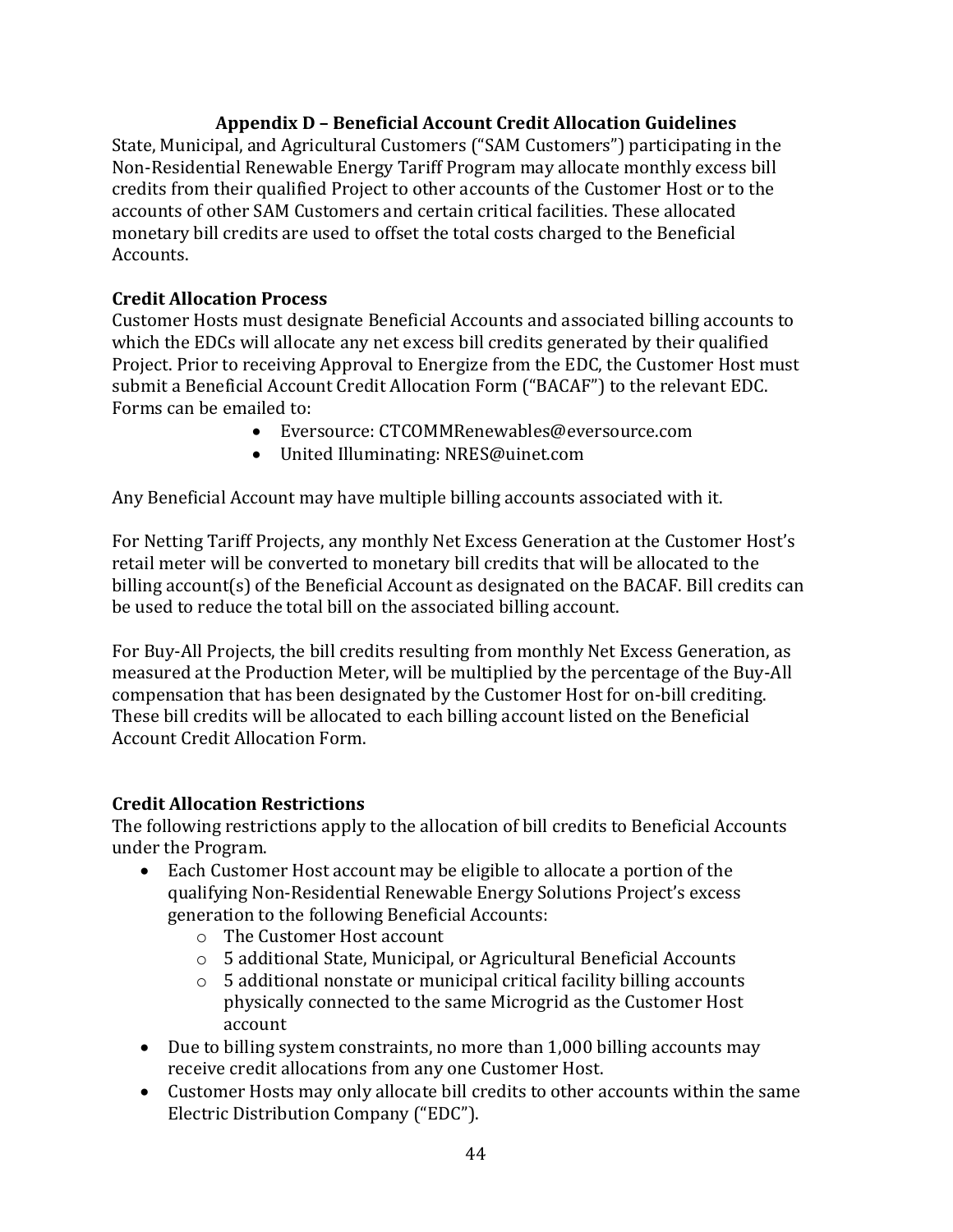## Appendix D – Beneficial Account Credit Allocation Guidelines

State, Municipal, and Agricultural Customers ("SAM Customers") participating in the Non-Residential Renewable Energy Tariff Program may allocate monthly excess bill credits from their qualified Project to other accounts of the Customer Host or to the accounts of other SAM Customers and certain critical facilities. These allocated monetary bill credits are used to offset the total costs charged to the Beneficial Accounts.

### Credit Allocation Process

Customer Hosts must designate Beneficial Accounts and associated billing accounts to which the EDCs will allocate any net excess bill credits generated by their qualified Project. Prior to receiving Approval to Energize from the EDC, the Customer Host must submit a Beneficial Account Credit Allocation Form ("BACAF") to the relevant EDC. Forms can be emailed to:

- Eversource: CTCOMMRenewables@eversource.com
- United Illuminating: NRES@uinet.com

Any Beneficial Account may have multiple billing accounts associated with it.

For Netting Tariff Projects, any monthly Net Excess Generation at the Customer Host's retail meter will be converted to monetary bill credits that will be allocated to the billing account(s) of the Beneficial Account as designated on the BACAF. Bill credits can be used to reduce the total bill on the associated billing account.

For Buy-All Projects, the bill credits resulting from monthly Net Excess Generation, as measured at the Production Meter, will be multiplied by the percentage of the Buy-All compensation that has been designated by the Customer Host for on-bill crediting. These bill credits will be allocated to each billing account listed on the Beneficial Account Credit Allocation Form.

### Credit Allocation Restrictions

The following restrictions apply to the allocation of bill credits to Beneficial Accounts under the Program.

- Each Customer Host account may be eligible to allocate a portion of the qualifying Non-Residential Renewable Energy Solutions Project's excess generation to the following Beneficial Accounts:
  - The Customer Host account
  - 5 additional State, Municipal, or Agricultural Beneficial Accounts
  - 5 additional nonstate or municipal critical facility billing accounts physically connected to the same Microgrid as the Customer Host account
- Due to billing system constraints, no more than 1,000 billing accounts may receive credit allocations from any one Customer Host.
- Customer Hosts may only allocate bill credits to other accounts within the same Electric Distribution Company ("EDC").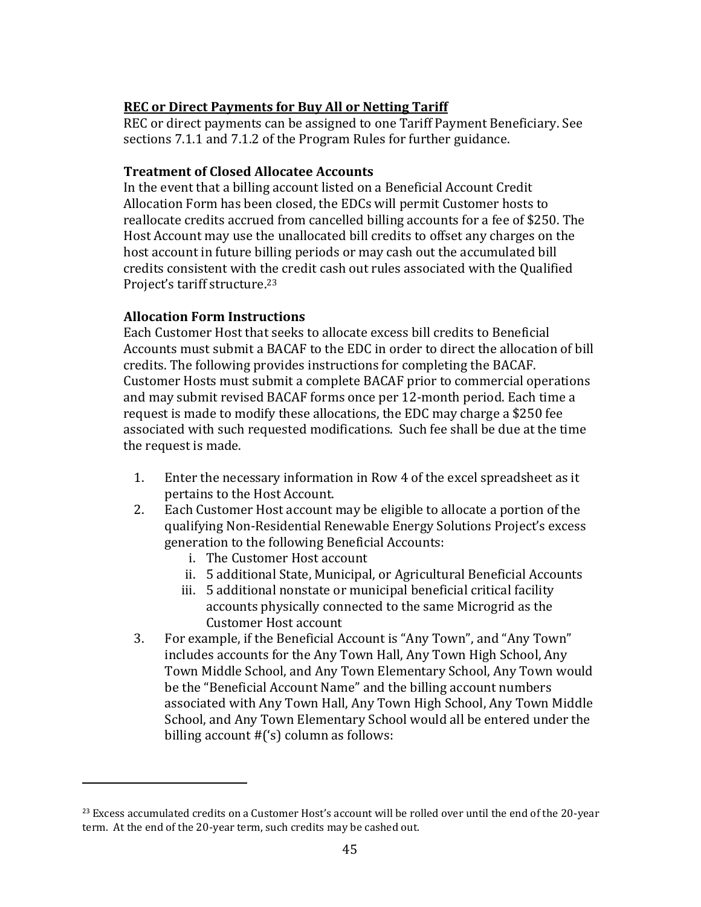**REC or Direct Payments for Buy All or Netting Tariff**

REC or direct payments can be assigned to one Tariff Payment Beneficiary. See sections 7.1.1 and 7.1.2 of the Program Rules for further guidance.

**Treatment of Closed Allocatee Accounts**

In the event that a billing account listed on a Beneficial Account Credit Allocation Form has been closed, the EDCs will permit Customer hosts to reallocate credits accrued from cancelled billing accounts for a fee of $250. The Host Account may use the unallocated bill credits to offset any charges on the host account in future billing periods or may cash out the accumulated bill credits consistent with the credit cash out rules associated with the Qualified Project's tariff structure.[23]

**Allocation Form Instructions**

Each Customer Host that seeks to allocate excess bill credits to Beneficial Accounts must submit a BACAF to the EDC in order to direct the allocation of bill credits. The following provides instructions for completing the BACAF. Customer Hosts must submit a complete BACAF prior to commercial operations and may submit revised BACAF forms once per 12-month period. Each time a request is made to modify these allocations, the EDC may charge a $250 fee associated with such requested modifications. Such fee shall be due at the time the request is made.

1. Enter the necessary information in Row 4 of the excel spreadsheet as it pertains to the Host Account.
2. Each Customer Host account may be eligible to allocate a portion of the qualifying Non-Residential Renewable Energy Solutions Project's excess generation to the following Beneficial Accounts:
    i. The Customer Host account
    ii. 5 additional State, Municipal, or Agricultural Beneficial Accounts
    iii. 5 additional nonstate or municipal beneficial critical facility accounts physically connected to the same Microgrid as the Customer Host account
3. For example, if the Beneficial Account is "Any Town", and "Any Town" includes accounts for the Any Town Hall, Any Town High School, Any Town Middle School, and Any Town Elementary School, Any Town would be the "Beneficial Account Name" and the billing account numbers associated with Any Town Hall, Any Town High School, Any Town Middle School, and Any Town Elementary School would all be entered under the billing account #('s) column as follows:

---

[23] Excess accumulated credits on a Customer Host's account will be rolled over until the end of the 20-year term. At the end of the 20-year term, such credits may be cashed out.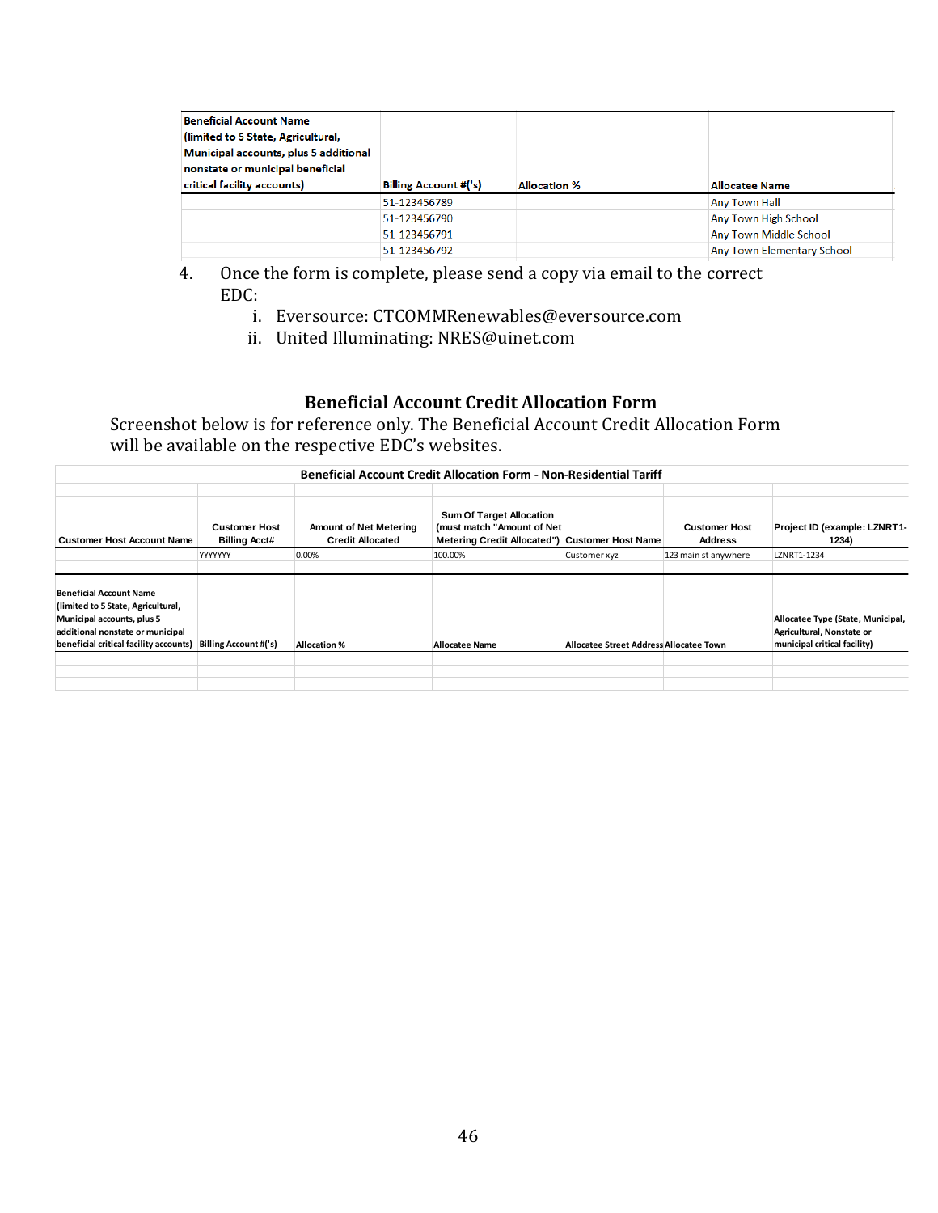| Beneficial Account Name (limited to 5 State, Agricultural, Municipal accounts, plus 5 additional nonstate or municipal beneficial critical facility accounts) | Billing Account #('s) | Allocation % | Allocatee Name |
|---|---|---|---|
| | 51-123456789 | | Any Town Hall |
| | 51-123456790 | | Any Town High School |
| | 51-123456791 | | Any Town Middle School |
| | 51-123456792 | | Any Town Elementary School |

4. Once the form is complete, please send a copy via email to the correct EDC:
   i. Eversource: CTCOMMRenewables@eversource.com
   ii. United Illuminating: NRES@uinet.com

## Beneficial Account Credit Allocation Form

Screenshot below is for reference only. The Beneficial Account Credit Allocation Form will be available on the respective EDC's websites.

**Beneficial Account Credit Allocation Form - Non-Residential Tariff**

| Customer Host Account Name | Customer Host Billing Acct# | Amount of Net Metering Credit Allocated | Sum Of Target Allocation (must match "Amount of Net Metering Credit Allocated") | Customer Host Name | Customer Host Address | Project ID (example: LZNRT1-1234) |
|---|---|---|---|---|---|---|
| | YYYYYYY | 0.00% | 100.00% | Customer xyz | 123 main st anywhere | LZNRT1-1234 |

| Beneficial Account Name (limited to 5 State, Agricultural, Municipal accounts, plus 5 additional nonstate or municipal beneficial critical facility accounts) | Billing Account #('s) | Allocation % | Allocatee Name | Allocatee Street Address | Allocatee Town | Allocatee Type (State, Municipal, Agricultural, Nonstate or municipal critical facility) |
|---|---|---|---|---|---|---|
| | | | | | | |
| | | | | | | |
| | | | | | | |